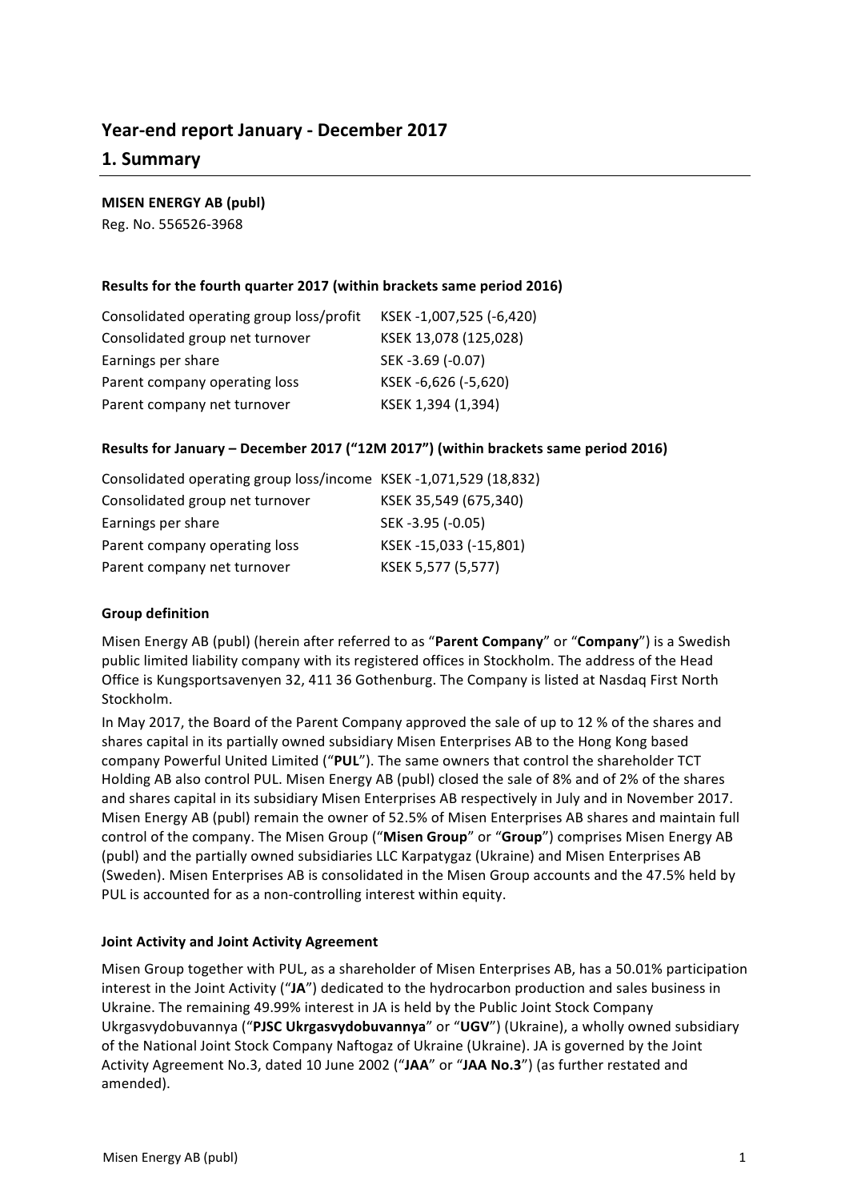# Year-end report January - December 2017

## 1. Summary

**MISEN ENERGY AB (publ)**
Reg. No. 556526-3968

**Results for the fourth quarter 2017 (within brackets same period 2016)**

| | |
|---|---|
| Consolidated operating group loss/profit | KSEK -1,007,525 (-6,420) |
| Consolidated group net turnover | KSEK 13,078 (125,028) |
| Earnings per share | SEK -3.69 (-0.07) |
| Parent company operating loss | KSEK -6,626 (-5,620) |
| Parent company net turnover | KSEK 1,394 (1,394) |

**Results for January – December 2017 ("12M 2017") (within brackets same period 2016)**

| | |
|---|---|
| Consolidated operating group loss/income | KSEK -1,071,529 (18,832) |
| Consolidated group net turnover | KSEK 35,549 (675,340) |
| Earnings per share | SEK -3.95 (-0.05) |
| Parent company operating loss | KSEK -15,033 (-15,801) |
| Parent company net turnover | KSEK 5,577 (5,577) |

**Group definition**

Misen Energy AB (publ) (herein after referred to as "**Parent Company**" or "**Company**") is a Swedish public limited liability company with its registered offices in Stockholm. The address of the Head Office is Kungsportsavenyen 32, 411 36 Gothenburg. The Company is listed at Nasdaq First North Stockholm.

In May 2017, the Board of the Parent Company approved the sale of up to 12 % of the shares and shares capital in its partially owned subsidiary Misen Enterprises AB to the Hong Kong based company Powerful United Limited ("**PUL**"). The same owners that control the shareholder TCT Holding AB also control PUL. Misen Energy AB (publ) closed the sale of 8% and of 2% of the shares and shares capital in its subsidiary Misen Enterprises AB respectively in July and in November 2017. Misen Energy AB (publ) remain the owner of 52.5% of Misen Enterprises AB shares and maintain full control of the company. The Misen Group ("**Misen Group**" or "**Group**") comprises Misen Energy AB (publ) and the partially owned subsidiaries LLC Karpatygaz (Ukraine) and Misen Enterprises AB (Sweden). Misen Enterprises AB is consolidated in the Misen Group accounts and the 47.5% held by PUL is accounted for as a non-controlling interest within equity.

**Joint Activity and Joint Activity Agreement**

Misen Group together with PUL, as a shareholder of Misen Enterprises AB, has a 50.01% participation interest in the Joint Activity ("**JA**") dedicated to the hydrocarbon production and sales business in Ukraine. The remaining 49.99% interest in JA is held by the Public Joint Stock Company Ukrgasvydobuvannya ("**PJSC Ukrgasvydobuvannya**" or "**UGV**") (Ukraine), a wholly owned subsidiary of the National Joint Stock Company Naftogaz of Ukraine (Ukraine). JA is governed by the Joint Activity Agreement No.3, dated 10 June 2002 ("**JAA**" or "**JAA No.3**") (as further restated and amended).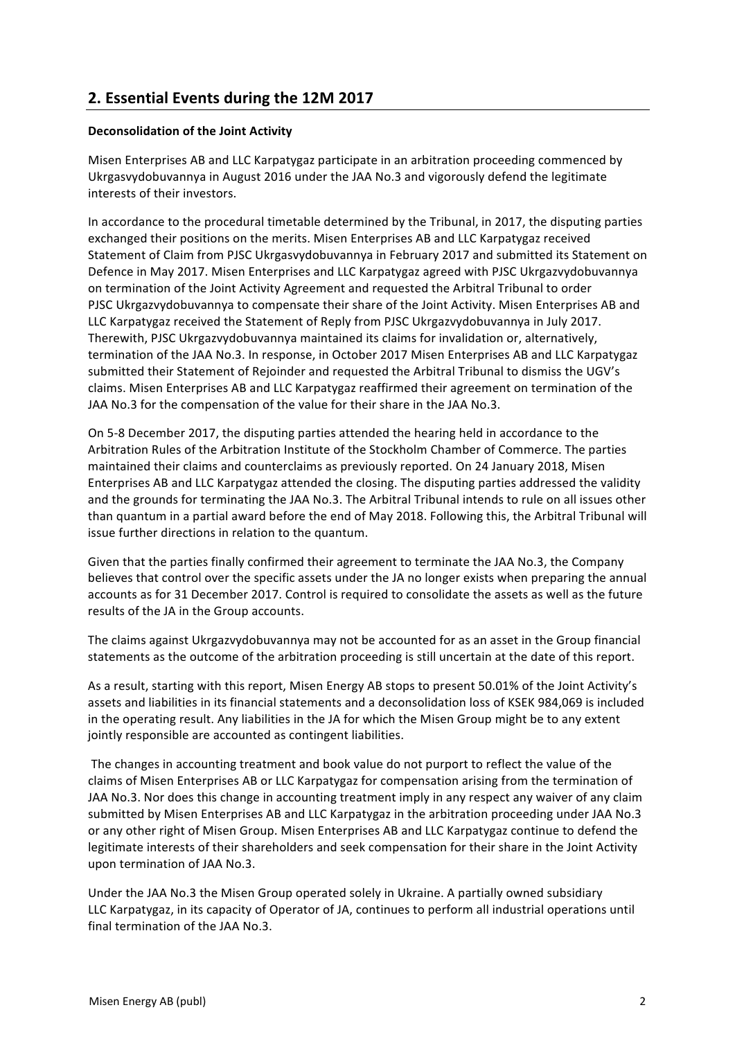## 2. Essential Events during the 12M 2017

**Deconsolidation of the Joint Activity**

Misen Enterprises AB and LLC Karpatygaz participate in an arbitration proceeding commenced by Ukrgasvydobuvannya in August 2016 under the JAA No.3 and vigorously defend the legitimate interests of their investors.

In accordance to the procedural timetable determined by the Tribunal, in 2017, the disputing parties exchanged their positions on the merits. Misen Enterprises AB and LLC Karpatygaz received Statement of Claim from PJSC Ukrgasvydobuvannya in February 2017 and submitted its Statement on Defence in May 2017. Misen Enterprises and LLC Karpatygaz agreed with PJSC Ukrgazvydobuvannya on termination of the Joint Activity Agreement and requested the Arbitral Tribunal to order PJSC Ukrgazvydobuvannya to compensate their share of the Joint Activity. Misen Enterprises AB and LLC Karpatygaz received the Statement of Reply from PJSC Ukrgazvydobuvannya in July 2017. Therewith, PJSC Ukrgazvydobuvannya maintained its claims for invalidation or, alternatively, termination of the JAA No.3. In response, in October 2017 Misen Enterprises AB and LLC Karpatygaz submitted their Statement of Rejoinder and requested the Arbitral Tribunal to dismiss the UGV's claims. Misen Enterprises AB and LLC Karpatygaz reaffirmed their agreement on termination of the JAA No.3 for the compensation of the value for their share in the JAA No.3.

On 5-8 December 2017, the disputing parties attended the hearing held in accordance to the Arbitration Rules of the Arbitration Institute of the Stockholm Chamber of Commerce. The parties maintained their claims and counterclaims as previously reported. On 24 January 2018, Misen Enterprises AB and LLC Karpatygaz attended the closing. The disputing parties addressed the validity and the grounds for terminating the JAA No.3. The Arbitral Tribunal intends to rule on all issues other than quantum in a partial award before the end of May 2018. Following this, the Arbitral Tribunal will issue further directions in relation to the quantum.

Given that the parties finally confirmed their agreement to terminate the JAA No.3, the Company believes that control over the specific assets under the JA no longer exists when preparing the annual accounts as for 31 December 2017. Control is required to consolidate the assets as well as the future results of the JA in the Group accounts.

The claims against Ukrgazvydobuvannya may not be accounted for as an asset in the Group financial statements as the outcome of the arbitration proceeding is still uncertain at the date of this report.

As a result, starting with this report, Misen Energy AB stops to present 50.01% of the Joint Activity's assets and liabilities in its financial statements and a deconsolidation loss of KSEK 984,069 is included in the operating result. Any liabilities in the JA for which the Misen Group might be to any extent jointly responsible are accounted as contingent liabilities.

The changes in accounting treatment and book value do not purport to reflect the value of the claims of Misen Enterprises AB or LLC Karpatygaz for compensation arising from the termination of JAA No.3. Nor does this change in accounting treatment imply in any respect any waiver of any claim submitted by Misen Enterprises AB and LLC Karpatygaz in the arbitration proceeding under JAA No.3 or any other right of Misen Group. Misen Enterprises AB and LLC Karpatygaz continue to defend the legitimate interests of their shareholders and seek compensation for their share in the Joint Activity upon termination of JAA No.3.

Under the JAA No.3 the Misen Group operated solely in Ukraine. A partially owned subsidiary LLC Karpatygaz, in its capacity of Operator of JA, continues to perform all industrial operations until final termination of the JAA No.3.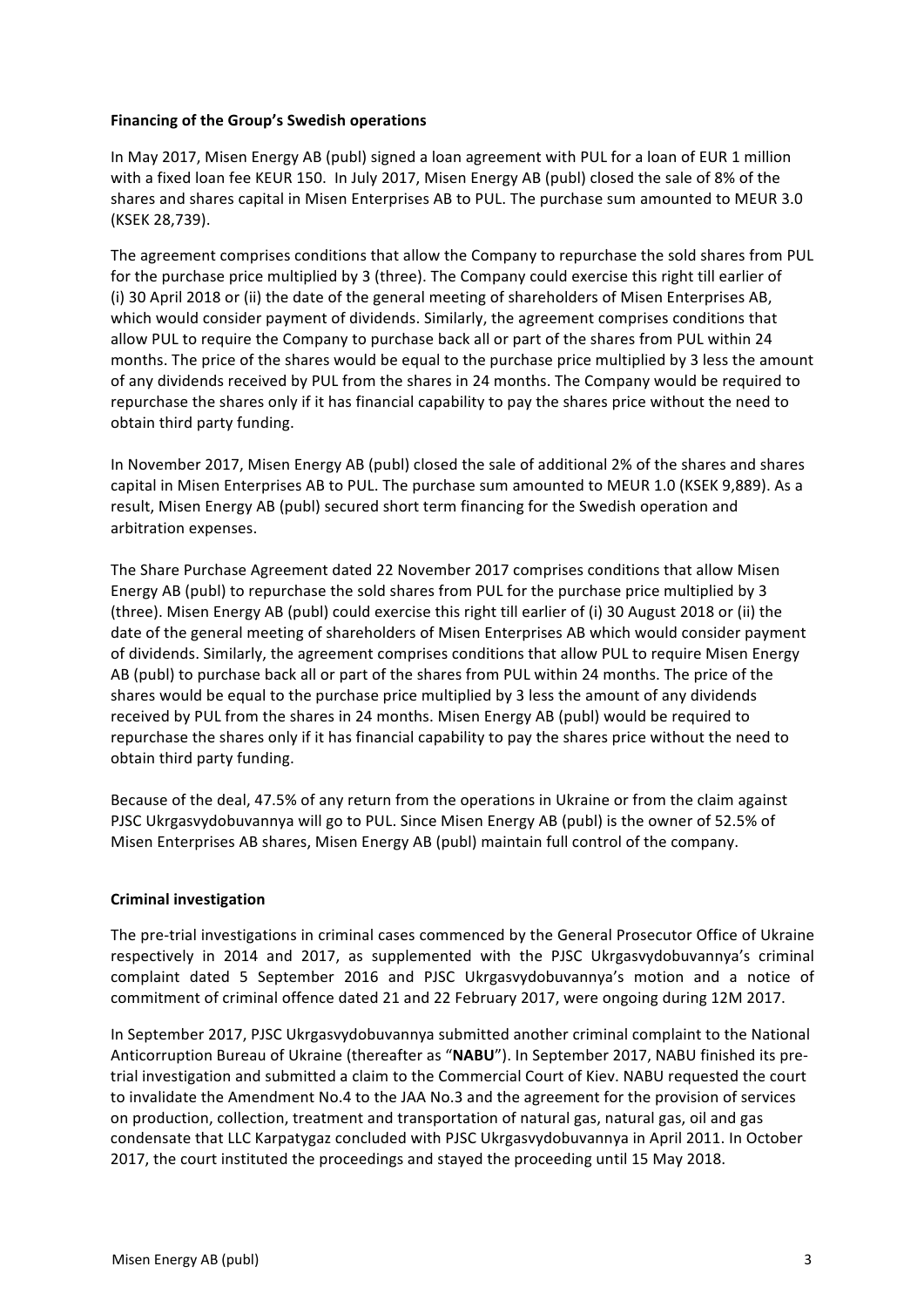**Financing of the Group's Swedish operations**

In May 2017, Misen Energy AB (publ) signed a loan agreement with PUL for a loan of EUR 1 million with a fixed loan fee KEUR 150. In July 2017, Misen Energy AB (publ) closed the sale of 8% of the shares and shares capital in Misen Enterprises AB to PUL. The purchase sum amounted to MEUR 3.0 (KSEK 28,739).

The agreement comprises conditions that allow the Company to repurchase the sold shares from PUL for the purchase price multiplied by 3 (three). The Company could exercise this right till earlier of (i) 30 April 2018 or (ii) the date of the general meeting of shareholders of Misen Enterprises AB, which would consider payment of dividends. Similarly, the agreement comprises conditions that allow PUL to require the Company to purchase back all or part of the shares from PUL within 24 months. The price of the shares would be equal to the purchase price multiplied by 3 less the amount of any dividends received by PUL from the shares in 24 months. The Company would be required to repurchase the shares only if it has financial capability to pay the shares price without the need to obtain third party funding.

In November 2017, Misen Energy AB (publ) closed the sale of additional 2% of the shares and shares capital in Misen Enterprises AB to PUL. The purchase sum amounted to MEUR 1.0 (KSEK 9,889). As a result, Misen Energy AB (publ) secured short term financing for the Swedish operation and arbitration expenses.

The Share Purchase Agreement dated 22 November 2017 comprises conditions that allow Misen Energy AB (publ) to repurchase the sold shares from PUL for the purchase price multiplied by 3 (three). Misen Energy AB (publ) could exercise this right till earlier of (i) 30 August 2018 or (ii) the date of the general meeting of shareholders of Misen Enterprises AB which would consider payment of dividends. Similarly, the agreement comprises conditions that allow PUL to require Misen Energy AB (publ) to purchase back all or part of the shares from PUL within 24 months. The price of the shares would be equal to the purchase price multiplied by 3 less the amount of any dividends received by PUL from the shares in 24 months. Misen Energy AB (publ) would be required to repurchase the shares only if it has financial capability to pay the shares price without the need to obtain third party funding.

Because of the deal, 47.5% of any return from the operations in Ukraine or from the claim against PJSC Ukrgasvydobuvannya will go to PUL. Since Misen Energy AB (publ) is the owner of 52.5% of Misen Enterprises AB shares, Misen Energy AB (publ) maintain full control of the company.

**Criminal investigation**

The pre-trial investigations in criminal cases commenced by the General Prosecutor Office of Ukraine respectively in 2014 and 2017, as supplemented with the PJSC Ukrgasvydobuvannya's criminal complaint dated 5 September 2016 and PJSC Ukrgasvydobuvannya's motion and a notice of commitment of criminal offence dated 21 and 22 February 2017, were ongoing during 12M 2017.

In September 2017, PJSC Ukrgasvydobuvannya submitted another criminal complaint to the National Anticorruption Bureau of Ukraine (thereafter as "**NABU**"). In September 2017, NABU finished its pre-trial investigation and submitted a claim to the Commercial Court of Kiev. NABU requested the court to invalidate the Amendment No.4 to the JAA No.3 and the agreement for the provision of services on production, collection, treatment and transportation of natural gas, natural gas, oil and gas condensate that LLC Karpatygaz concluded with PJSC Ukrgasvydobuvannya in April 2011. In October 2017, the court instituted the proceedings and stayed the proceeding until 15 May 2018.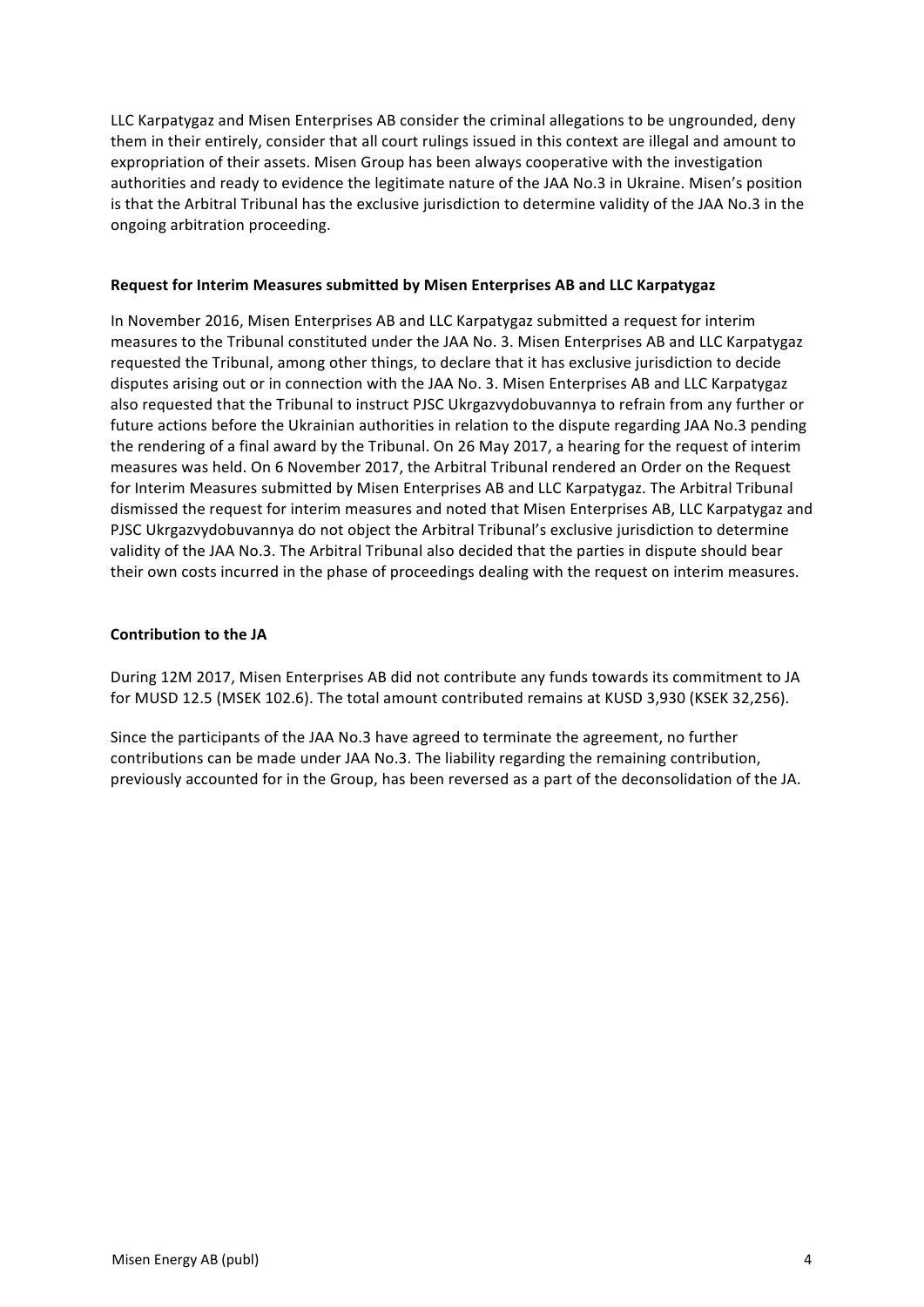LLC Karpatygaz and Misen Enterprises AB consider the criminal allegations to be ungrounded, deny them in their entirely, consider that all court rulings issued in this context are illegal and amount to expropriation of their assets. Misen Group has been always cooperative with the investigation authorities and ready to evidence the legitimate nature of the JAA No.3 in Ukraine. Misen's position is that the Arbitral Tribunal has the exclusive jurisdiction to determine validity of the JAA No.3 in the ongoing arbitration proceeding.

**Request for Interim Measures submitted by Misen Enterprises AB and LLC Karpatygaz**

In November 2016, Misen Enterprises AB and LLC Karpatygaz submitted a request for interim measures to the Tribunal constituted under the JAA No. 3. Misen Enterprises AB and LLC Karpatygaz requested the Tribunal, among other things, to declare that it has exclusive jurisdiction to decide disputes arising out or in connection with the JAA No. 3. Misen Enterprises AB and LLC Karpatygaz also requested that the Tribunal to instruct PJSC Ukrgazvydobuvannya to refrain from any further or future actions before the Ukrainian authorities in relation to the dispute regarding JAA No.3 pending the rendering of a final award by the Tribunal. On 26 May 2017, a hearing for the request of interim measures was held. On 6 November 2017, the Arbitral Tribunal rendered an Order on the Request for Interim Measures submitted by Misen Enterprises AB and LLC Karpatygaz. The Arbitral Tribunal dismissed the request for interim measures and noted that Misen Enterprises AB, LLC Karpatygaz and PJSC Ukrgazvydobuvannya do not object the Arbitral Tribunal's exclusive jurisdiction to determine validity of the JAA No.3. The Arbitral Tribunal also decided that the parties in dispute should bear their own costs incurred in the phase of proceedings dealing with the request on interim measures.

**Contribution to the JA**

During 12M 2017, Misen Enterprises AB did not contribute any funds towards its commitment to JA for MUSD 12.5 (MSEK 102.6). The total amount contributed remains at KUSD 3,930 (KSEK 32,256).

Since the participants of the JAA No.3 have agreed to terminate the agreement, no further contributions can be made under JAA No.3. The liability regarding the remaining contribution, previously accounted for in the Group, has been reversed as a part of the deconsolidation of the JA.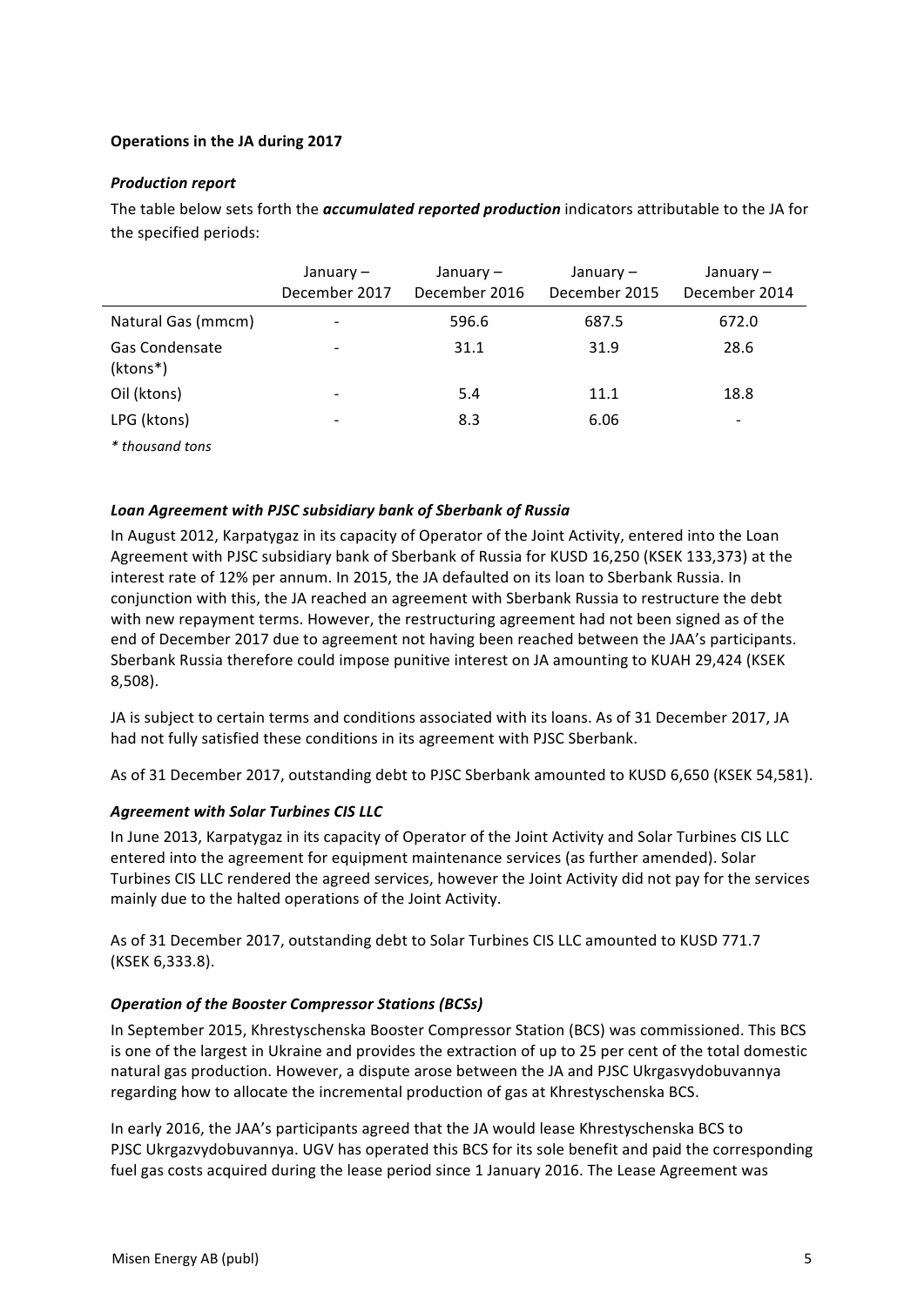**Operations in the JA during 2017**

***Production report***

The table below sets forth the ***accumulated reported production*** indicators attributable to the JA for the specified periods:

| | January – December 2017 | January – December 2016 | January – December 2015 | January – December 2014 |
|---|---|---|---|---|
| Natural Gas (mmcm) | - | 596.6 | 687.5 | 672.0 |
| Gas Condensate (ktons*) | - | 31.1 | 31.9 | 28.6 |
| Oil (ktons) | - | 5.4 | 11.1 | 18.8 |
| LPG (ktons) | - | 8.3 | 6.06 | - |

*\* thousand tons*

***Loan Agreement with PJSC subsidiary bank of Sberbank of Russia***

In August 2012, Karpatygaz in its capacity of Operator of the Joint Activity, entered into the Loan Agreement with PJSC subsidiary bank of Sberbank of Russia for KUSD 16,250 (KSEK 133,373) at the interest rate of 12% per annum. In 2015, the JA defaulted on its loan to Sberbank Russia. In conjunction with this, the JA reached an agreement with Sberbank Russia to restructure the debt with new repayment terms. However, the restructuring agreement had not been signed as of the end of December 2017 due to agreement not having been reached between the JAA's participants. Sberbank Russia therefore could impose punitive interest on JA amounting to KUAH 29,424 (KSEK 8,508).

JA is subject to certain terms and conditions associated with its loans. As of 31 December 2017, JA had not fully satisfied these conditions in its agreement with PJSC Sberbank.

As of 31 December 2017, outstanding debt to PJSC Sberbank amounted to KUSD 6,650 (KSEK 54,581).

***Agreement with Solar Turbines CIS LLC***

In June 2013, Karpatygaz in its capacity of Operator of the Joint Activity and Solar Turbines CIS LLC entered into the agreement for equipment maintenance services (as further amended). Solar Turbines CIS LLC rendered the agreed services, however the Joint Activity did not pay for the services mainly due to the halted operations of the Joint Activity.

As of 31 December 2017, outstanding debt to Solar Turbines CIS LLC amounted to KUSD 771.7 (KSEK 6,333.8).

***Operation of the Booster Compressor Stations (BCSs)***

In September 2015, Khrestyschenska Booster Compressor Station (BCS) was commissioned. This BCS is one of the largest in Ukraine and provides the extraction of up to 25 per cent of the total domestic natural gas production. However, a dispute arose between the JA and PJSC Ukrgasvydobuvannya regarding how to allocate the incremental production of gas at Khrestyschenska BCS.

In early 2016, the JAA's participants agreed that the JA would lease Khrestyschenska BCS to PJSC Ukrgazvydobuvannya. UGV has operated this BCS for its sole benefit and paid the corresponding fuel gas costs acquired during the lease period since 1 January 2016. The Lease Agreement was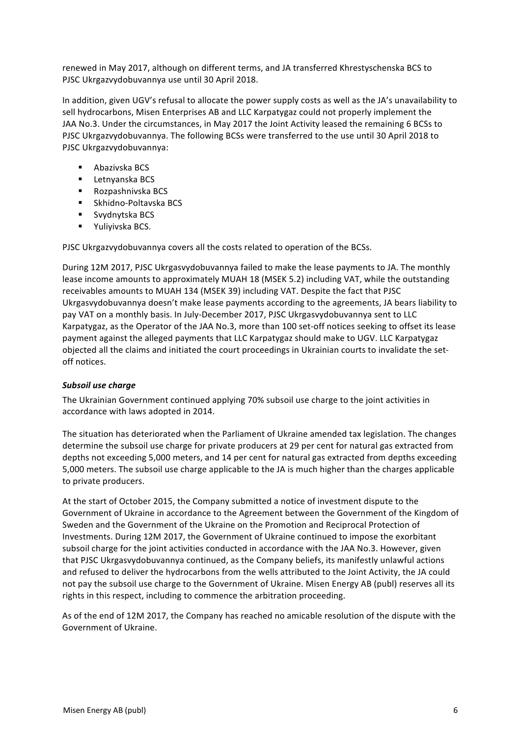renewed in May 2017, although on different terms, and JA transferred Khrestyschenska BCS to PJSC Ukrgazvydobuvannya use until 30 April 2018.

In addition, given UGV's refusal to allocate the power supply costs as well as the JA's unavailability to sell hydrocarbons, Misen Enterprises AB and LLC Karpatygaz could not properly implement the JAA No.3. Under the circumstances, in May 2017 the Joint Activity leased the remaining 6 BCSs to PJSC Ukrgazvydobuvannya. The following BCSs were transferred to the use until 30 April 2018 to PJSC Ukrgazvydobuvannya:

- Abazivska BCS
- Letnyanska BCS
- Rozpashnivska BCS
- Skhidno-Poltavska BCS
- Svydnytska BCS
- Yuliyivska BCS.

PJSC Ukrgazvydobuvannya covers all the costs related to operation of the BCSs.

During 12M 2017, PJSC Ukrgasvydobuvannya failed to make the lease payments to JA. The monthly lease income amounts to approximately MUAH 18 (MSEK 5.2) including VAT, while the outstanding receivables amounts to MUAH 134 (MSEK 39) including VAT. Despite the fact that PJSC Ukrgasvydobuvannya doesn't make lease payments according to the agreements, JA bears liability to pay VAT on a monthly basis. In July-December 2017, PJSC Ukrgasvydobuvannya sent to LLC Karpatygaz, as the Operator of the JAA No.3, more than 100 set-off notices seeking to offset its lease payment against the alleged payments that LLC Karpatygaz should make to UGV. LLC Karpatygaz objected all the claims and initiated the court proceedings in Ukrainian courts to invalidate the set-off notices.

***Subsoil use charge***

The Ukrainian Government continued applying 70% subsoil use charge to the joint activities in accordance with laws adopted in 2014.

The situation has deteriorated when the Parliament of Ukraine amended tax legislation. The changes determine the subsoil use charge for private producers at 29 per cent for natural gas extracted from depths not exceeding 5,000 meters, and 14 per cent for natural gas extracted from depths exceeding 5,000 meters. The subsoil use charge applicable to the JA is much higher than the charges applicable to private producers.

At the start of October 2015, the Company submitted a notice of investment dispute to the Government of Ukraine in accordance to the Agreement between the Government of the Kingdom of Sweden and the Government of the Ukraine on the Promotion and Reciprocal Protection of Investments. During 12M 2017, the Government of Ukraine continued to impose the exorbitant subsoil charge for the joint activities conducted in accordance with the JAA No.3. However, given that PJSC Ukrgasvydobuvannya continued, as the Company beliefs, its manifestly unlawful actions and refused to deliver the hydrocarbons from the wells attributed to the Joint Activity, the JA could not pay the subsoil use charge to the Government of Ukraine. Misen Energy AB (publ) reserves all its rights in this respect, including to commence the arbitration proceeding.

As of the end of 12M 2017, the Company has reached no amicable resolution of the dispute with the Government of Ukraine.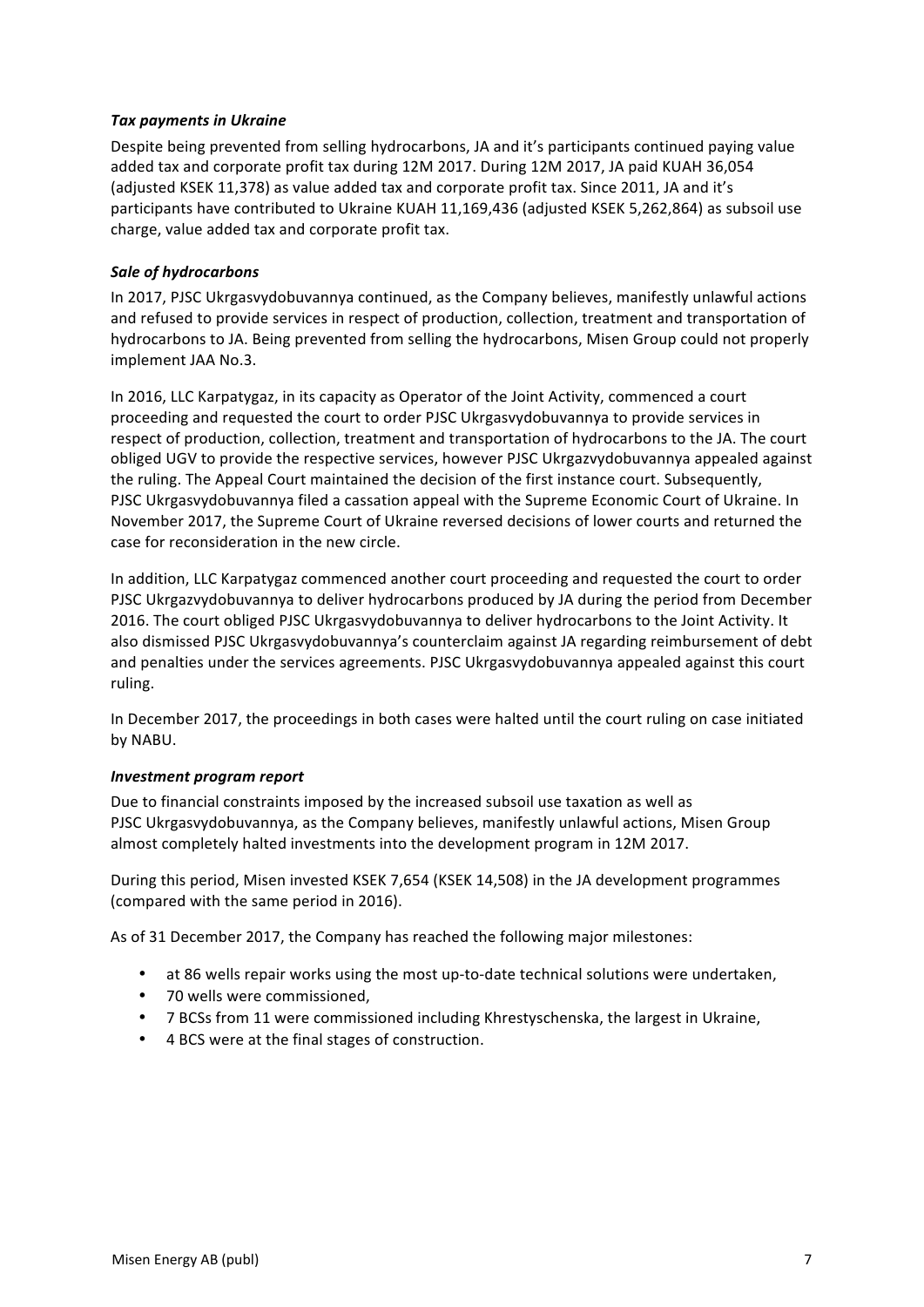***Tax payments in Ukraine***

Despite being prevented from selling hydrocarbons, JA and it's participants continued paying value added tax and corporate profit tax during 12M 2017. During 12M 2017, JA paid KUAH 36,054 (adjusted KSEK 11,378) as value added tax and corporate profit tax. Since 2011, JA and it's participants have contributed to Ukraine KUAH 11,169,436 (adjusted KSEK 5,262,864) as subsoil use charge, value added tax and corporate profit tax.

***Sale of hydrocarbons***

In 2017, PJSC Ukrgasvydobuvannya continued, as the Company believes, manifestly unlawful actions and refused to provide services in respect of production, collection, treatment and transportation of hydrocarbons to JA. Being prevented from selling the hydrocarbons, Misen Group could not properly implement JAA No.3.

In 2016, LLC Karpatygaz, in its capacity as Operator of the Joint Activity, commenced a court proceeding and requested the court to order PJSC Ukrgasvydobuvannya to provide services in respect of production, collection, treatment and transportation of hydrocarbons to the JA. The court obliged UGV to provide the respective services, however PJSC Ukrgazvydobuvannya appealed against the ruling. The Appeal Court maintained the decision of the first instance court. Subsequently, PJSC Ukrgasvydobuvannya filed a cassation appeal with the Supreme Economic Court of Ukraine. In November 2017, the Supreme Court of Ukraine reversed decisions of lower courts and returned the case for reconsideration in the new circle.

In addition, LLC Karpatygaz commenced another court proceeding and requested the court to order PJSC Ukrgazvydobuvannya to deliver hydrocarbons produced by JA during the period from December 2016. The court obliged PJSC Ukrgasvydobuvannya to deliver hydrocarbons to the Joint Activity. It also dismissed PJSC Ukrgasvydobuvannya's counterclaim against JA regarding reimbursement of debt and penalties under the services agreements. PJSC Ukrgasvydobuvannya appealed against this court ruling.

In December 2017, the proceedings in both cases were halted until the court ruling on case initiated by NABU.

***Investment program report***

Due to financial constraints imposed by the increased subsoil use taxation as well as PJSC Ukrgasvydobuvannya, as the Company believes, manifestly unlawful actions, Misen Group almost completely halted investments into the development program in 12M 2017.

During this period, Misen invested KSEK 7,654 (KSEK 14,508) in the JA development programmes (compared with the same period in 2016).

As of 31 December 2017, the Company has reached the following major milestones:

- at 86 wells repair works using the most up-to-date technical solutions were undertaken,
- 70 wells were commissioned,
- 7 BCSs from 11 were commissioned including Khrestyschenska, the largest in Ukraine,
- 4 BCS were at the final stages of construction.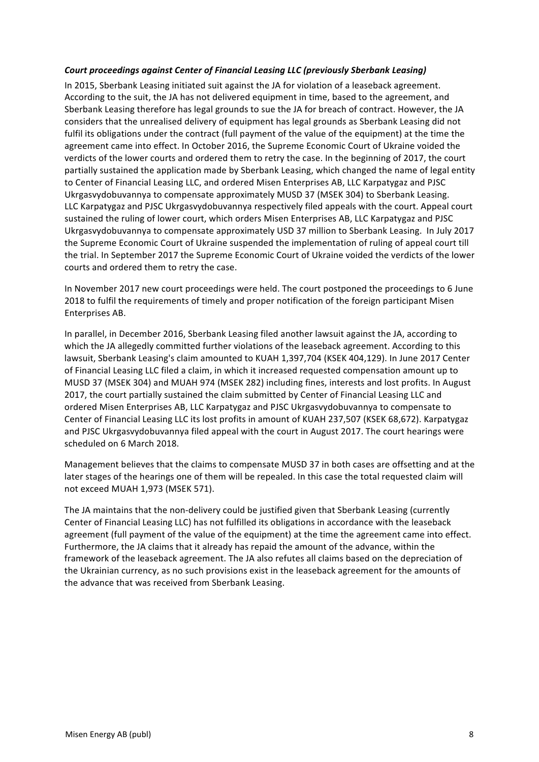***Court proceedings against Center of Financial Leasing LLC (previously Sberbank Leasing)***

In 2015, Sberbank Leasing initiated suit against the JA for violation of a leaseback agreement. According to the suit, the JA has not delivered equipment in time, based to the agreement, and Sberbank Leasing therefore has legal grounds to sue the JA for breach of contract. However, the JA considers that the unrealised delivery of equipment has legal grounds as Sberbank Leasing did not fulfil its obligations under the contract (full payment of the value of the equipment) at the time the agreement came into effect. In October 2016, the Supreme Economic Court of Ukraine voided the verdicts of the lower courts and ordered them to retry the case. In the beginning of 2017, the court partially sustained the application made by Sberbank Leasing, which changed the name of legal entity to Center of Financial Leasing LLC, and ordered Misen Enterprises AB, LLC Karpatygaz and PJSC Ukrgasvydobuvannya to compensate approximately MUSD 37 (MSEK 304) to Sberbank Leasing. LLC Karpatygaz and PJSC Ukrgasvydobuvannya respectively filed appeals with the court. Appeal court sustained the ruling of lower court, which orders Misen Enterprises AB, LLC Karpatygaz and PJSC Ukrgasvydobuvannya to compensate approximately USD 37 million to Sberbank Leasing. In July 2017 the Supreme Economic Court of Ukraine suspended the implementation of ruling of appeal court till the trial. In September 2017 the Supreme Economic Court of Ukraine voided the verdicts of the lower courts and ordered them to retry the case.

In November 2017 new court proceedings were held. The court postponed the proceedings to 6 June 2018 to fulfil the requirements of timely and proper notification of the foreign participant Misen Enterprises AB.

In parallel, in December 2016, Sberbank Leasing filed another lawsuit against the JA, according to which the JA allegedly committed further violations of the leaseback agreement. According to this lawsuit, Sberbank Leasing's claim amounted to KUAH 1,397,704 (KSEK 404,129). In June 2017 Center of Financial Leasing LLC filed a claim, in which it increased requested compensation amount up to MUSD 37 (MSEK 304) and MUAH 974 (MSEK 282) including fines, interests and lost profits. In August 2017, the court partially sustained the claim submitted by Center of Financial Leasing LLC and ordered Misen Enterprises AB, LLC Karpatygaz and PJSC Ukrgasvydobuvannya to compensate to Center of Financial Leasing LLC its lost profits in amount of KUAH 237,507 (KSEK 68,672). Karpatygaz and PJSC Ukrgasvydobuvannya filed appeal with the court in August 2017. The court hearings were scheduled on 6 March 2018.

Management believes that the claims to compensate MUSD 37 in both cases are offsetting and at the later stages of the hearings one of them will be repealed. In this case the total requested claim will not exceed MUAH 1,973 (MSEK 571).

The JA maintains that the non-delivery could be justified given that Sberbank Leasing (currently Center of Financial Leasing LLC) has not fulfilled its obligations in accordance with the leaseback agreement (full payment of the value of the equipment) at the time the agreement came into effect. Furthermore, the JA claims that it already has repaid the amount of the advance, within the framework of the leaseback agreement. The JA also refutes all claims based on the depreciation of the Ukrainian currency, as no such provisions exist in the leaseback agreement for the amounts of the advance that was received from Sberbank Leasing.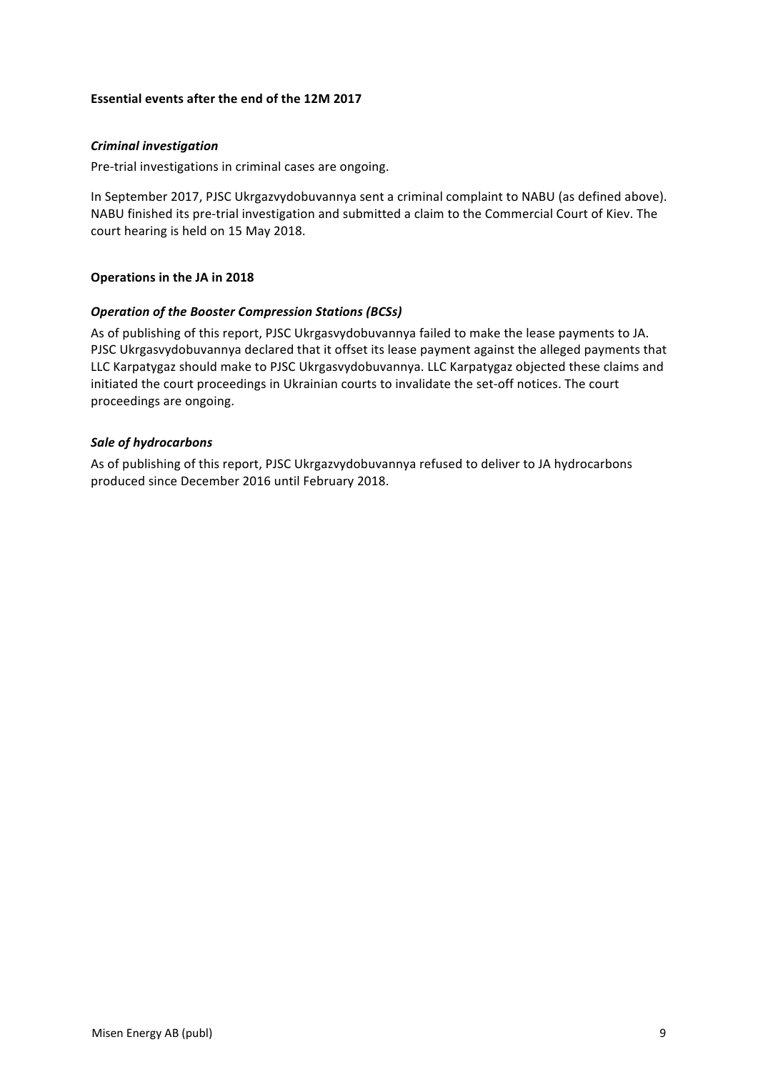**Essential events after the end of the 12M 2017**

***Criminal investigation***

Pre-trial investigations in criminal cases are ongoing.

In September 2017, PJSC Ukrgazvydobuvannya sent a criminal complaint to NABU (as defined above). NABU finished its pre-trial investigation and submitted a claim to the Commercial Court of Kiev. The court hearing is held on 15 May 2018.

**Operations in the JA in 2018**

***Operation of the Booster Compression Stations (BCSs)***

As of publishing of this report, PJSC Ukrgasvydobuvannya failed to make the lease payments to JA. PJSC Ukrgasvydobuvannya declared that it offset its lease payment against the alleged payments that LLC Karpatygaz should make to PJSC Ukrgasvydobuvannya. LLC Karpatygaz objected these claims and initiated the court proceedings in Ukrainian courts to invalidate the set-off notices. The court proceedings are ongoing.

***Sale of hydrocarbons***

As of publishing of this report, PJSC Ukrgazvydobuvannya refused to deliver to JA hydrocarbons produced since December 2016 until February 2018.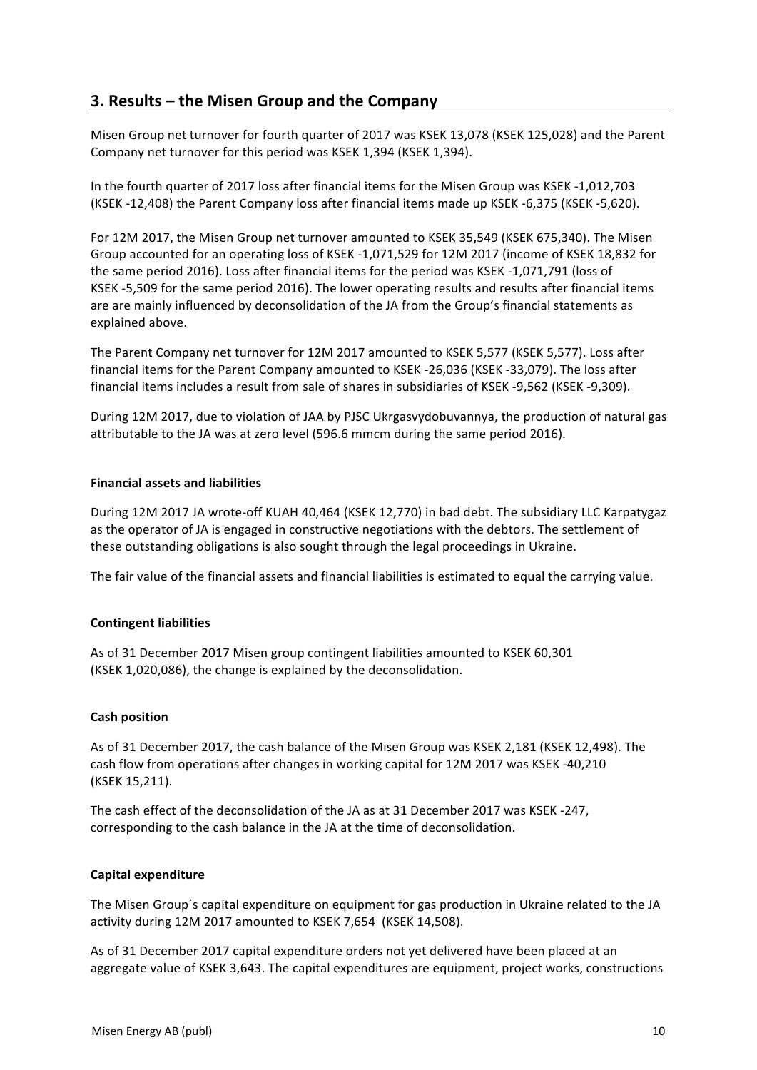## 3. Results – the Misen Group and the Company

Misen Group net turnover for fourth quarter of 2017 was KSEK 13,078 (KSEK 125,028) and the Parent Company net turnover for this period was KSEK 1,394 (KSEK 1,394).

In the fourth quarter of 2017 loss after financial items for the Misen Group was KSEK -1,012,703 (KSEK -12,408) the Parent Company loss after financial items made up KSEK -6,375 (KSEK -5,620).

For 12M 2017, the Misen Group net turnover amounted to KSEK 35,549 (KSEK 675,340). The Misen Group accounted for an operating loss of KSEK -1,071,529 for 12M 2017 (income of KSEK 18,832 for the same period 2016). Loss after financial items for the period was KSEK -1,071,791 (loss of KSEK -5,509 for the same period 2016). The lower operating results and results after financial items are are mainly influenced by deconsolidation of the JA from the Group's financial statements as explained above.

The Parent Company net turnover for 12M 2017 amounted to KSEK 5,577 (KSEK 5,577). Loss after financial items for the Parent Company amounted to KSEK -26,036 (KSEK -33,079). The loss after financial items includes a result from sale of shares in subsidiaries of KSEK -9,562 (KSEK -9,309).

During 12M 2017, due to violation of JAA by PJSC Ukrgasvydobuvannya, the production of natural gas attributable to the JA was at zero level (596.6 mmcm during the same period 2016).

### Financial assets and liabilities

During 12M 2017 JA wrote-off KUAH 40,464 (KSEK 12,770) in bad debt. The subsidiary LLC Karpatygaz as the operator of JA is engaged in constructive negotiations with the debtors. The settlement of these outstanding obligations is also sought through the legal proceedings in Ukraine.

The fair value of the financial assets and financial liabilities is estimated to equal the carrying value.

### Contingent liabilities

As of 31 December 2017 Misen group contingent liabilities amounted to KSEK 60,301 (KSEK 1,020,086), the change is explained by the deconsolidation.

### Cash position

As of 31 December 2017, the cash balance of the Misen Group was KSEK 2,181 (KSEK 12,498). The cash flow from operations after changes in working capital for 12M 2017 was KSEK -40,210 (KSEK 15,211).

The cash effect of the deconsolidation of the JA as at 31 December 2017 was KSEK -247, corresponding to the cash balance in the JA at the time of deconsolidation.

### Capital expenditure

The Misen Group´s capital expenditure on equipment for gas production in Ukraine related to the JA activity during 12M 2017 amounted to KSEK 7,654 (KSEK 14,508).

As of 31 December 2017 capital expenditure orders not yet delivered have been placed at an aggregate value of KSEK 3,643. The capital expenditures are equipment, project works, constructions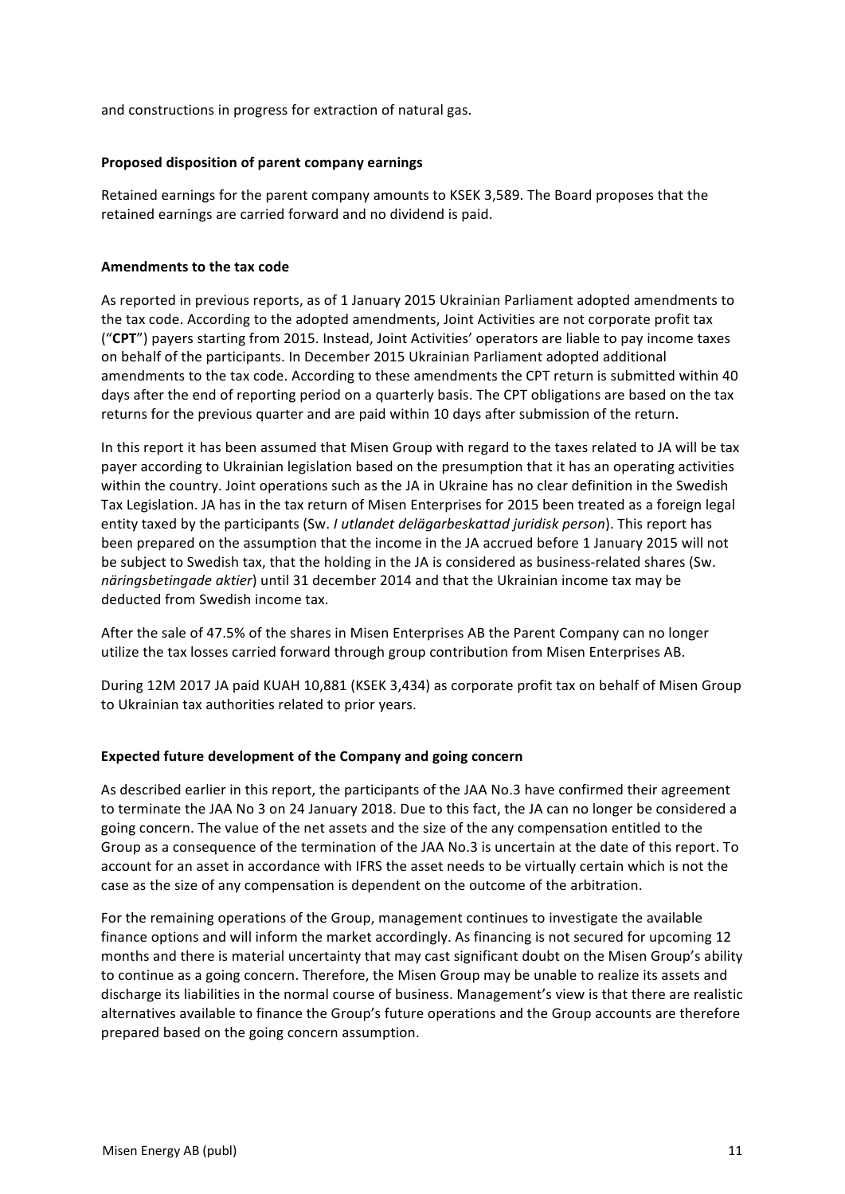and constructions in progress for extraction of natural gas.

**Proposed disposition of parent company earnings**

Retained earnings for the parent company amounts to KSEK 3,589. The Board proposes that the retained earnings are carried forward and no dividend is paid.

**Amendments to the tax code**

As reported in previous reports, as of 1 January 2015 Ukrainian Parliament adopted amendments to the tax code. According to the adopted amendments, Joint Activities are not corporate profit tax ("**CPT**") payers starting from 2015. Instead, Joint Activities' operators are liable to pay income taxes on behalf of the participants. In December 2015 Ukrainian Parliament adopted additional amendments to the tax code. According to these amendments the CPT return is submitted within 40 days after the end of reporting period on a quarterly basis. The CPT obligations are based on the tax returns for the previous quarter and are paid within 10 days after submission of the return.

In this report it has been assumed that Misen Group with regard to the taxes related to JA will be tax payer according to Ukrainian legislation based on the presumption that it has an operating activities within the country. Joint operations such as the JA in Ukraine has no clear definition in the Swedish Tax Legislation. JA has in the tax return of Misen Enterprises for 2015 been treated as a foreign legal entity taxed by the participants (Sw. *I utlandet delägarbeskattad juridisk person*). This report has been prepared on the assumption that the income in the JA accrued before 1 January 2015 will not be subject to Swedish tax, that the holding in the JA is considered as business-related shares (Sw. *näringsbetingade aktier*) until 31 december 2014 and that the Ukrainian income tax may be deducted from Swedish income tax.

After the sale of 47.5% of the shares in Misen Enterprises AB the Parent Company can no longer utilize the tax losses carried forward through group contribution from Misen Enterprises AB.

During 12M 2017 JA paid KUAH 10,881 (KSEK 3,434) as corporate profit tax on behalf of Misen Group to Ukrainian tax authorities related to prior years.

**Expected future development of the Company and going concern**

As described earlier in this report, the participants of the JAA No.3 have confirmed their agreement to terminate the JAA No 3 on 24 January 2018. Due to this fact, the JA can no longer be considered a going concern. The value of the net assets and the size of the any compensation entitled to the Group as a consequence of the termination of the JAA No.3 is uncertain at the date of this report. To account for an asset in accordance with IFRS the asset needs to be virtually certain which is not the case as the size of any compensation is dependent on the outcome of the arbitration.

For the remaining operations of the Group, management continues to investigate the available finance options and will inform the market accordingly. As financing is not secured for upcoming 12 months and there is material uncertainty that may cast significant doubt on the Misen Group's ability to continue as a going concern. Therefore, the Misen Group may be unable to realize its assets and discharge its liabilities in the normal course of business. Management's view is that there are realistic alternatives available to finance the Group's future operations and the Group accounts are therefore prepared based on the going concern assumption.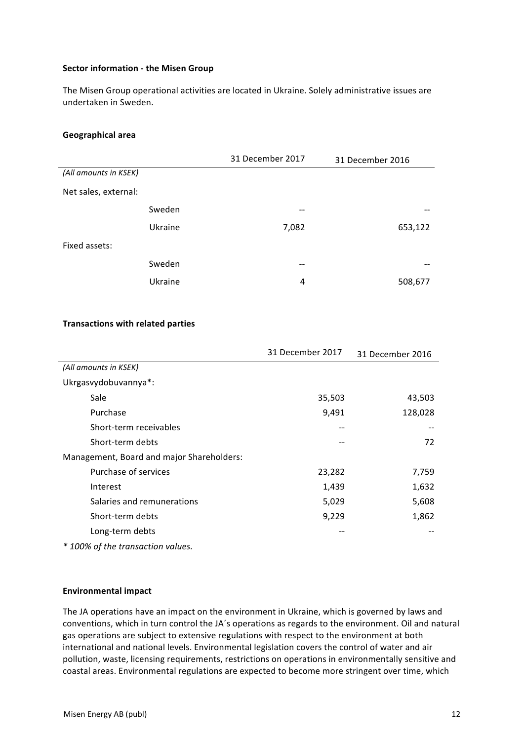**Sector information - the Misen Group**

The Misen Group operational activities are located in Ukraine. Solely administrative issues are undertaken in Sweden.

**Geographical area**

| | | 31 December 2017 | 31 December 2016 |
|---|---|---|---|
| *(All amounts in KSEK)* | | | |
| Net sales, external: | | | |
| | Sweden | -- | -- |
| | Ukraine | 7,082 | 653,122 |
| Fixed assets: | | | |
| | Sweden | -- | -- |
| | Ukraine | 4 | 508,677 |

**Transactions with related parties**

| | 31 December 2017 | 31 December 2016 |
|---|---|---|
| *(All amounts in KSEK)* | | |
| Ukrgasvydobuvannya*: | | |
| Sale | 35,503 | 43,503 |
| Purchase | 9,491 | 128,028 |
| Short-term receivables | -- | -- |
| Short-term debts | -- | 72 |
| Management, Board and major Shareholders: | | |
| Purchase of services | 23,282 | 7,759 |
| Interest | 1,439 | 1,632 |
| Salaries and remunerations | 5,029 | 5,608 |
| Short-term debts | 9,229 | 1,862 |
| Long-term debts | -- | -- |

*\* 100% of the transaction values.*

**Environmental impact**

The JA operations have an impact on the environment in Ukraine, which is governed by laws and conventions, which in turn control the JA´s operations as regards to the environment. Oil and natural gas operations are subject to extensive regulations with respect to the environment at both international and national levels. Environmental legislation covers the control of water and air pollution, waste, licensing requirements, restrictions on operations in environmentally sensitive and coastal areas. Environmental regulations are expected to become more stringent over time, which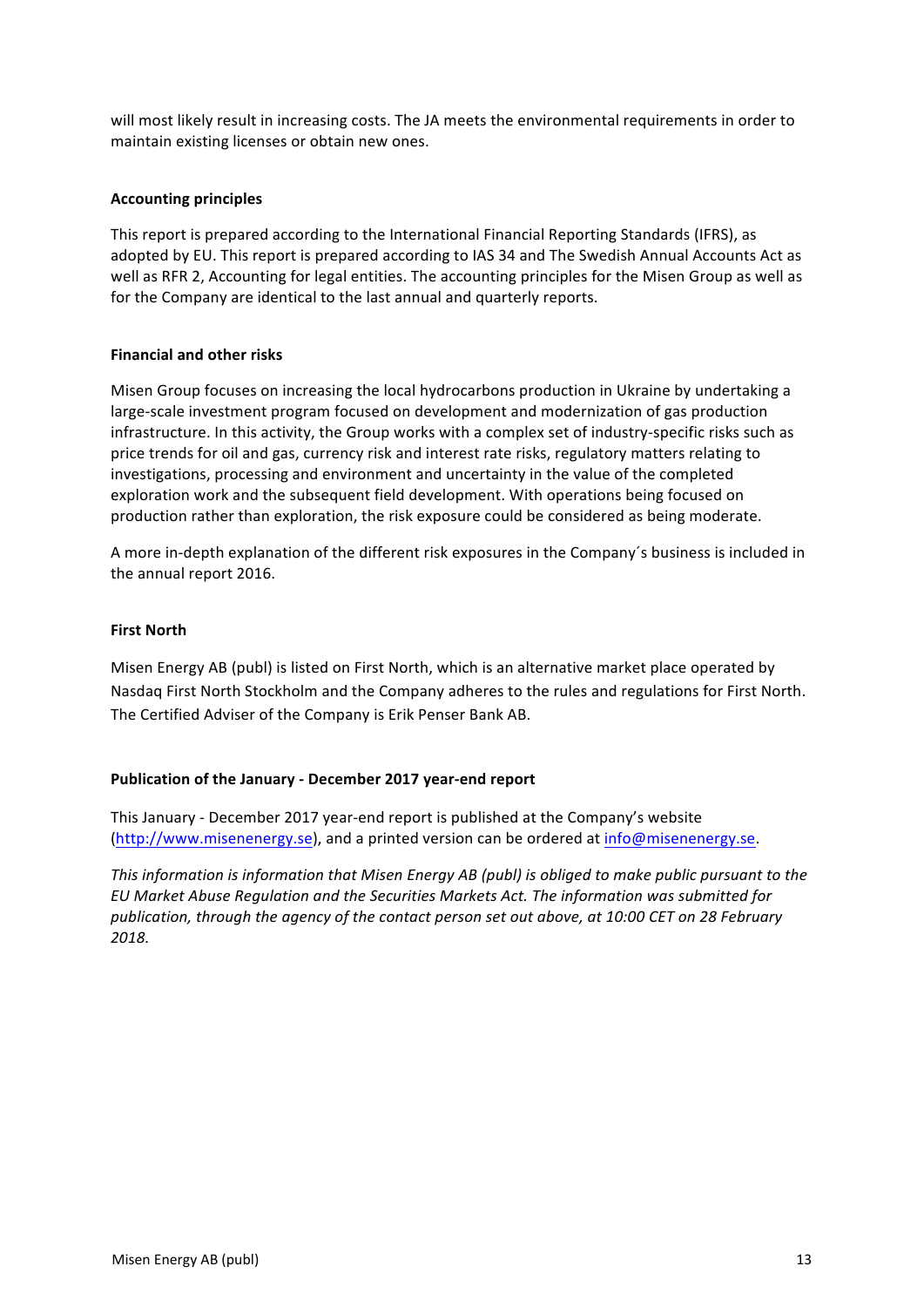will most likely result in increasing costs. The JA meets the environmental requirements in order to maintain existing licenses or obtain new ones.

**Accounting principles**

This report is prepared according to the International Financial Reporting Standards (IFRS), as adopted by EU. This report is prepared according to IAS 34 and The Swedish Annual Accounts Act as well as RFR 2, Accounting for legal entities. The accounting principles for the Misen Group as well as for the Company are identical to the last annual and quarterly reports.

**Financial and other risks**

Misen Group focuses on increasing the local hydrocarbons production in Ukraine by undertaking a large-scale investment program focused on development and modernization of gas production infrastructure. In this activity, the Group works with a complex set of industry-specific risks such as price trends for oil and gas, currency risk and interest rate risks, regulatory matters relating to investigations, processing and environment and uncertainty in the value of the completed exploration work and the subsequent field development. With operations being focused on production rather than exploration, the risk exposure could be considered as being moderate.

A more in-depth explanation of the different risk exposures in the Company´s business is included in the annual report 2016.

**First North**

Misen Energy AB (publ) is listed on First North, which is an alternative market place operated by Nasdaq First North Stockholm and the Company adheres to the rules and regulations for First North. The Certified Adviser of the Company is Erik Penser Bank AB.

**Publication of the January - December 2017 year-end report**

This January - December 2017 year-end report is published at the Company's website (http://www.misenenergy.se), and a printed version can be ordered at info@misenenergy.se.

*This information is information that Misen Energy AB (publ) is obliged to make public pursuant to the EU Market Abuse Regulation and the Securities Markets Act. The information was submitted for publication, through the agency of the contact person set out above, at 10:00 CET on 28 February 2018.*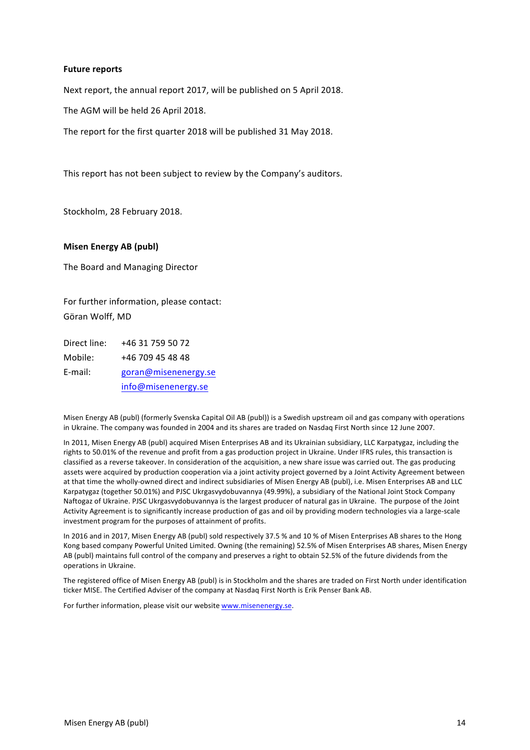**Future reports**

Next report, the annual report 2017, will be published on 5 April 2018.

The AGM will be held 26 April 2018.

The report for the first quarter 2018 will be published 31 May 2018.

This report has not been subject to review by the Company's auditors.

Stockholm, 28 February 2018.

**Misen Energy AB (publ)**

The Board and Managing Director

For further information, please contact:
Göran Wolff, MD

| | |
|---|---|
| Direct line: | +46 31 759 50 72 |
| Mobile: | +46 709 45 48 48 |
| E-mail: | goran@misenenergy.se |
| | info@misenenergy.se |

Misen Energy AB (publ) (formerly Svenska Capital Oil AB (publ)) is a Swedish upstream oil and gas company with operations in Ukraine. The company was founded in 2004 and its shares are traded on Nasdaq First North since 12 June 2007.

In 2011, Misen Energy AB (publ) acquired Misen Enterprises AB and its Ukrainian subsidiary, LLC Karpatygaz, including the rights to 50.01% of the revenue and profit from a gas production project in Ukraine. Under IFRS rules, this transaction is classified as a reverse takeover. In consideration of the acquisition, a new share issue was carried out. The gas producing assets were acquired by production cooperation via a joint activity project governed by a Joint Activity Agreement between at that time the wholly-owned direct and indirect subsidiaries of Misen Energy AB (publ), i.e. Misen Enterprises AB and LLC Karpatygaz (together 50.01%) and PJSC Ukrgasvydobuvannya (49.99%), a subsidiary of the National Joint Stock Company Naftogaz of Ukraine. PJSC Ukrgasvydobuvannya is the largest producer of natural gas in Ukraine. The purpose of the Joint Activity Agreement is to significantly increase production of gas and oil by providing modern technologies via a large-scale investment program for the purposes of attainment of profits.

In 2016 and in 2017, Misen Energy AB (publ) sold respectively 37.5 % and 10 % of Misen Enterprises AB shares to the Hong Kong based company Powerful United Limited. Owning (the remaining) 52.5% of Misen Enterprises AB shares, Misen Energy AB (publ) maintains full control of the company and preserves a right to obtain 52.5% of the future dividends from the operations in Ukraine.

The registered office of Misen Energy AB (publ) is in Stockholm and the shares are traded on First North under identification ticker MISE. The Certified Adviser of the company at Nasdaq First North is Erik Penser Bank AB.

For further information, please visit our website www.misenenergy.se.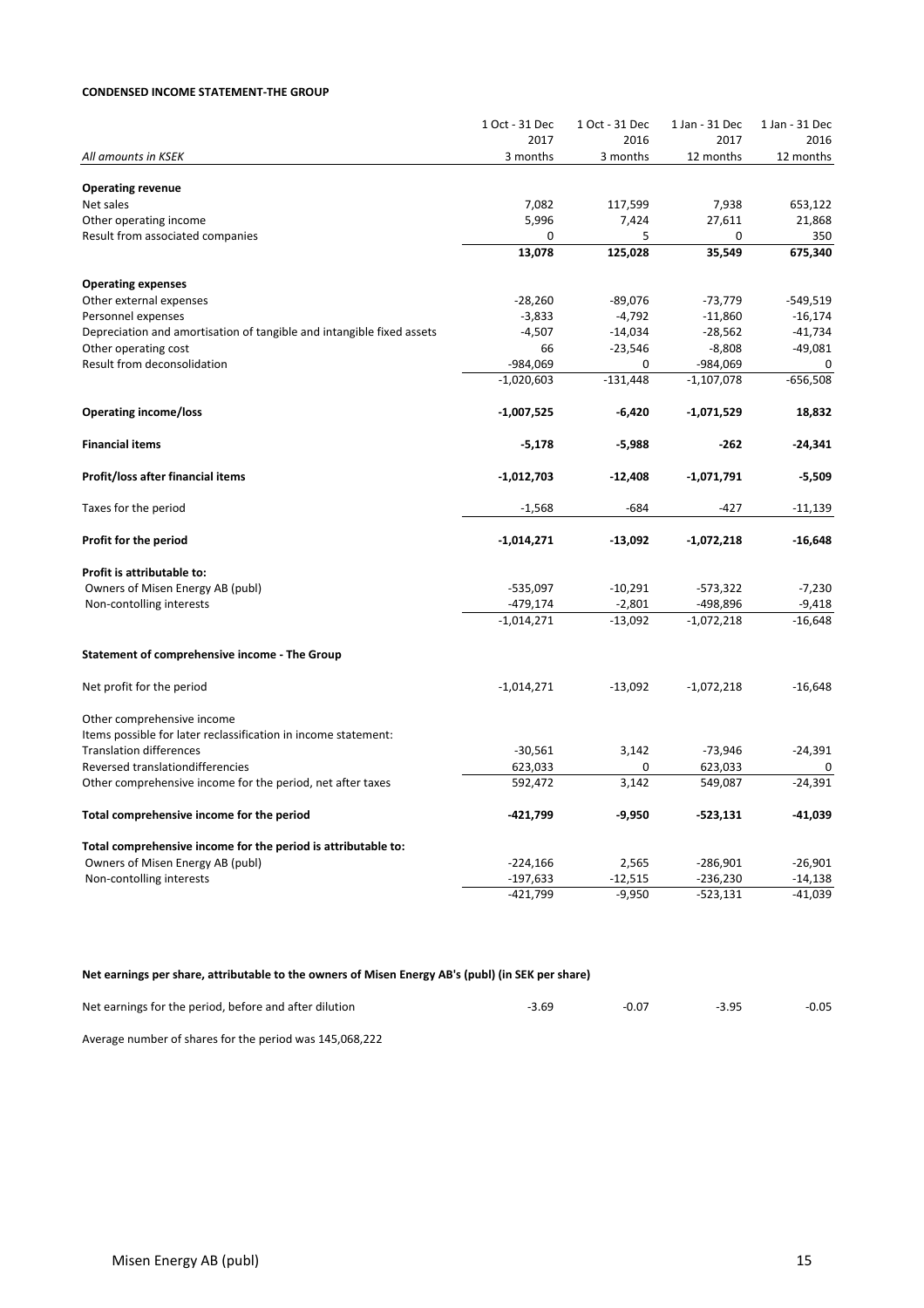**CONDENSED INCOME STATEMENT-THE GROUP**

| *All amounts in KSEK* | 1 Oct - 31 Dec 2017 3 months | 1 Oct - 31 Dec 2016 3 months | 1 Jan - 31 Dec 2017 12 months | 1 Jan - 31 Dec 2016 12 months |
|---|---|---|---|---|
| **Operating revenue** | | | | |
| Net sales | 7,082 | 117,599 | 7,938 | 653,122 |
| Other operating income | 5,996 | 7,424 | 27,611 | 21,868 |
| Result from associated companies | 0 | 5 | 0 | 350 |
| | **13,078** | **125,028** | **35,549** | **675,340** |
| **Operating expenses** | | | | |
| Other external expenses | -28,260 | -89,076 | -73,779 | -549,519 |
| Personnel expenses | -3,833 | -4,792 | -11,860 | -16,174 |
| Depreciation and amortisation of tangible and intangible fixed assets | -4,507 | -14,034 | -28,562 | -41,734 |
| Other operating cost | 66 | -23,546 | -8,808 | -49,081 |
| Result from deconsolidation | -984,069 | 0 | -984,069 | 0 |
| | -1,020,603 | -131,448 | -1,107,078 | -656,508 |
| **Operating income/loss** | **-1,007,525** | **-6,420** | **-1,071,529** | **18,832** |
| **Financial items** | **-5,178** | **-5,988** | **-262** | **-24,341** |
| **Profit/loss after financial items** | **-1,012,703** | **-12,408** | **-1,071,791** | **-5,509** |
| Taxes for the period | -1,568 | -684 | -427 | -11,139 |
| **Profit for the period** | **-1,014,271** | **-13,092** | **-1,072,218** | **-16,648** |
| **Profit is attributable to:** | | | | |
| Owners of Misen Energy AB (publ) | -535,097 | -10,291 | -573,322 | -7,230 |
| Non-contolling interests | -479,174 | -2,801 | -498,896 | -9,418 |
| | -1,014,271 | -13,092 | -1,072,218 | -16,648 |

**Statement of comprehensive income - The Group**

| | | | | |
|---|---|---|---|---|
| Net profit for the period | -1,014,271 | -13,092 | -1,072,218 | -16,648 |
| Other comprehensive income | | | | |
| Items possible for later reclassification in income statement: | | | | |
| Translation differences | -30,561 | 3,142 | -73,946 | -24,391 |
| Reversed translationdifferencies | 623,033 | 0 | 623,033 | 0 |
| Other comprehensive income for the period, net after taxes | 592,472 | 3,142 | 549,087 | -24,391 |
| **Total comprehensive income for the period** | **-421,799** | **-9,950** | **-523,131** | **-41,039** |
| **Total comprehensive income for the period is attributable to:** | | | | |
| Owners of Misen Energy AB (publ) | -224,166 | 2,565 | -286,901 | -26,901 |
| Non-contolling interests | -197,633 | -12,515 | -236,230 | -14,138 |
| | -421,799 | -9,950 | -523,131 | -41,039 |

**Net earnings per share, attributable to the owners of Misen Energy AB's (publ) (in SEK per share)**

| | | | | |
|---|---|---|---|---|
| Net earnings for the period, before and after dilution | -3.69 | -0.07 | -3.95 | -0.05 |

Average number of shares for the period was 145,068,222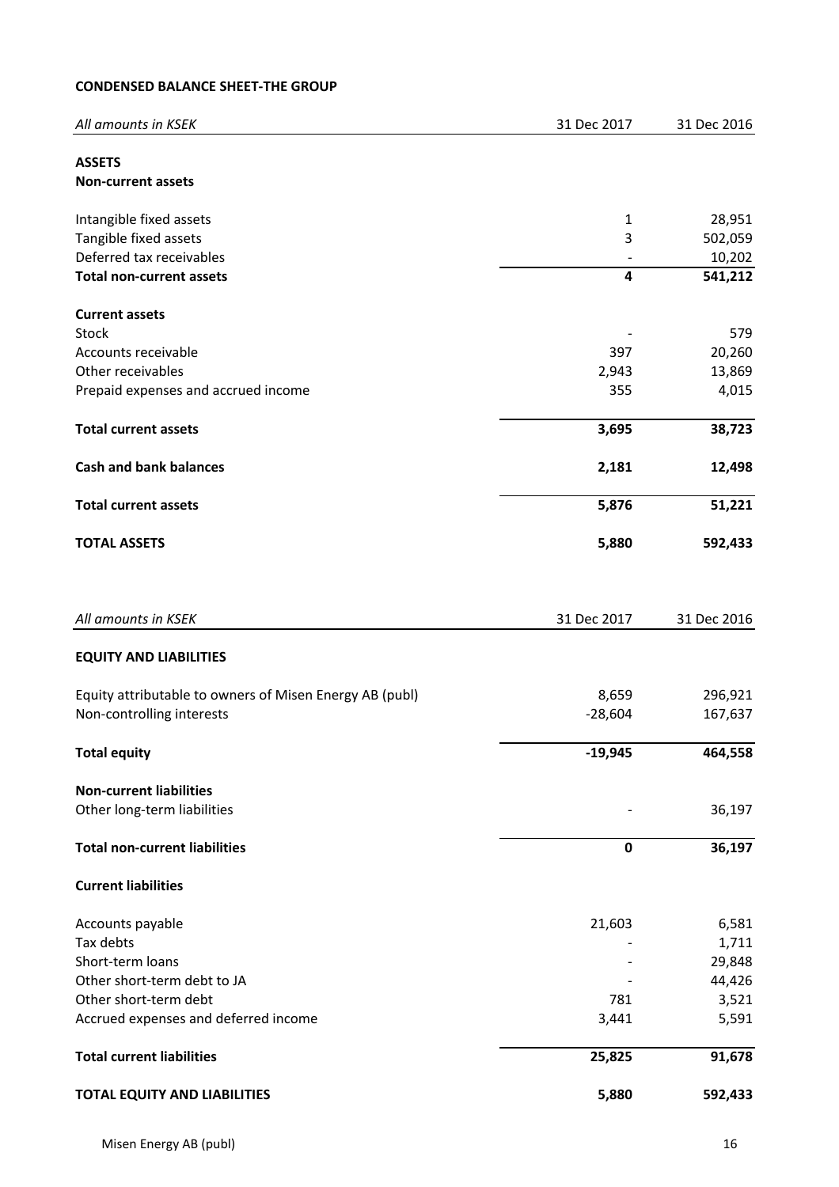**CONDENSED BALANCE SHEET-THE GROUP**

| *All amounts in KSEK* | 31 Dec 2017 | 31 Dec 2016 |
|---|---|---|
| **ASSETS** | | |
| **Non-current assets** | | |
| Intangible fixed assets | 1 | 28,951 |
| Tangible fixed assets | 3 | 502,059 |
| Deferred tax receivables | - | 10,202 |
| **Total non-current assets** | **4** | **541,212** |
| **Current assets** | | |
| Stock | - | 579 |
| Accounts receivable | 397 | 20,260 |
| Other receivables | 2,943 | 13,869 |
| Prepaid expenses and accrued income | 355 | 4,015 |
| **Total current assets** | **3,695** | **38,723** |
| **Cash and bank balances** | **2,181** | **12,498** |
| **Total current assets** | **5,876** | **51,221** |
| **TOTAL ASSETS** | **5,880** | **592,433** |

| *All amounts in KSEK* | 31 Dec 2017 | 31 Dec 2016 |
|---|---|---|
| **EQUITY AND LIABILITIES** | | |
| Equity attributable to owners of Misen Energy AB (publ) | 8,659 | 296,921 |
| Non-controlling interests | -28,604 | 167,637 |
| **Total equity** | **-19,945** | **464,558** |
| **Non-current liabilities** | | |
| Other long-term liabilities | - | 36,197 |
| **Total non-current liabilities** | **0** | **36,197** |
| **Current liabilities** | | |
| Accounts payable | 21,603 | 6,581 |
| Tax debts | - | 1,711 |
| Short-term loans | - | 29,848 |
| Other short-term debt to JA | - | 44,426 |
| Other short-term debt | 781 | 3,521 |
| Accrued expenses and deferred income | 3,441 | 5,591 |
| **Total current liabilities** | **25,825** | **91,678** |
| **TOTAL EQUITY AND LIABILITIES** | **5,880** | **592,433** |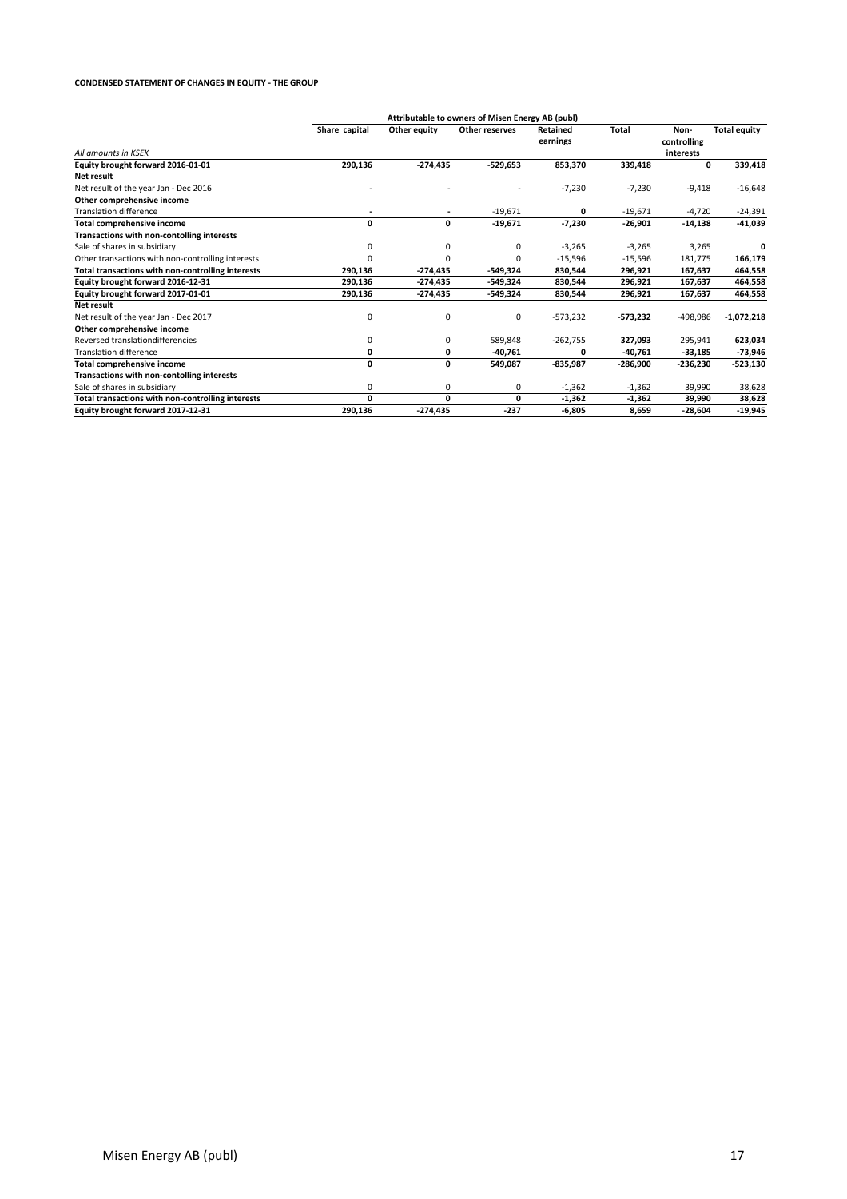**CONDENSED STATEMENT OF CHANGES IN EQUITY - THE GROUP**

| | Attributable to owners of Misen Energy AB (publ) | | | | | | |
|---|---|---|---|---|---|---|---|
| *All amounts in KSEK* | **Share capital** | **Other equity** | **Other reserves** | **Retained earnings** | **Total** | **Non-controlling interests** | **Total equity** |
| **Equity brought forward 2016-01-01** | **290,136** | **-274,435** | **-529,653** | **853,370** | **339,418** | **0** | **339,418** |
| **Net result** | | | | | | | |
| Net result of the year Jan - Dec 2016 | - | - | - | -7,230 | -7,230 | -9,418 | -16,648 |
| **Other comprehensive income** | | | | | | | |
| Translation difference | - | - | -19,671 | **0** | -19,671 | -4,720 | -24,391 |
| **Total comprehensive income** | **0** | **0** | **-19,671** | **-7,230** | **-26,901** | **-14,138** | **-41,039** |
| **Transactions with non-contolling interests** | | | | | | | |
| Sale of shares in subsidiary | 0 | 0 | 0 | -3,265 | -3,265 | 3,265 | **0** |
| Other transactions with non-controlling interests | 0 | 0 | 0 | -15,596 | -15,596 | 181,775 | **166,179** |
| **Total transactions with non-controlling interests** | **290,136** | **-274,435** | **-549,324** | **830,544** | **296,921** | **167,637** | **464,558** |
| **Equity brought forward 2016-12-31** | **290,136** | **-274,435** | **-549,324** | **830,544** | **296,921** | **167,637** | **464,558** |
| **Equity brought forward 2017-01-01** | **290,136** | **-274,435** | **-549,324** | **830,544** | **296,921** | **167,637** | **464,558** |
| **Net result** | | | | | | | |
| Net result of the year Jan - Dec 2017 | 0 | 0 | 0 | -573,232 | **-573,232** | -498,986 | **-1,072,218** |
| **Other comprehensive income** | | | | | | | |
| Reversed translationdifferencies | 0 | 0 | 589,848 | -262,755 | **327,093** | 295,941 | **623,034** |
| Translation difference | **0** | **0** | **-40,761** | **0** | **-40,761** | **-33,185** | **-73,946** |
| **Total comprehensive income** | **0** | **0** | **549,087** | **-835,987** | **-286,900** | **-236,230** | **-523,130** |
| **Transactions with non-contolling interests** | | | | | | | |
| Sale of shares in subsidiary | 0 | 0 | 0 | -1,362 | -1,362 | 39,990 | 38,628 |
| **Total transactions with non-controlling interests** | **0** | **0** | **0** | **-1,362** | **-1,362** | **39,990** | **38,628** |
| **Equity brought forward 2017-12-31** | **290,136** | **-274,435** | **-237** | **-6,805** | **8,659** | **-28,604** | **-19,945** |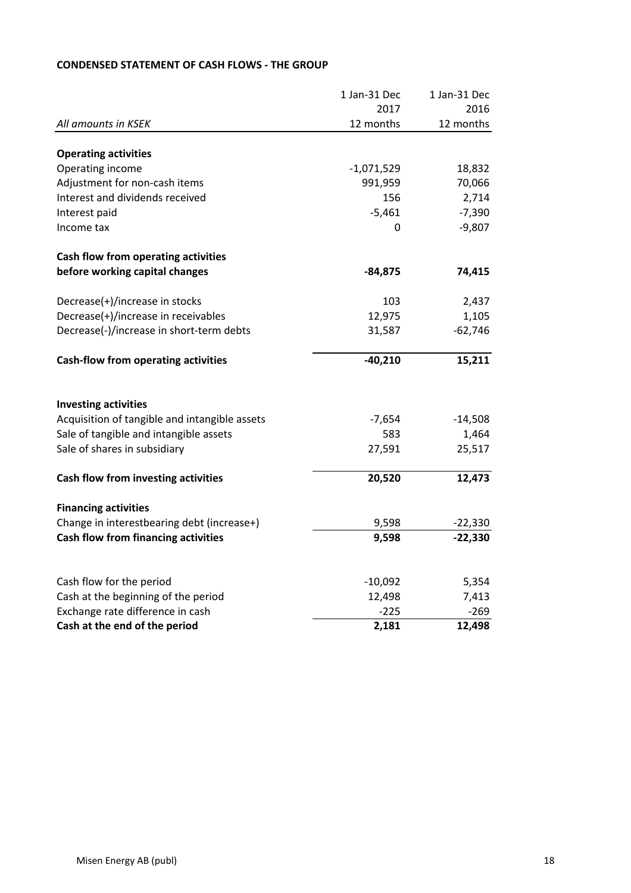**CONDENSED STATEMENT OF CASH FLOWS - THE GROUP**

| *All amounts in KSEK* | 1 Jan-31 Dec 2017 12 months | 1 Jan-31 Dec 2016 12 months |
|---|---|---|
| **Operating activities** | | |
| Operating income | -1,071,529 | 18,832 |
| Adjustment for non-cash items | 991,959 | 70,066 |
| Interest and dividends received | 156 | 2,714 |
| Interest paid | -5,461 | -7,390 |
| Income tax | 0 | -9,807 |
| **Cash flow from operating activities before working capital changes** | **-84,875** | **74,415** |
| Decrease(+)/increase in stocks | 103 | 2,437 |
| Decrease(+)/increase in receivables | 12,975 | 1,105 |
| Decrease(-)/increase in short-term debts | 31,587 | -62,746 |
| **Cash-flow from operating activities** | **-40,210** | **15,211** |
| **Investing activities** | | |
| Acquisition of tangible and intangible assets | -7,654 | -14,508 |
| Sale of tangible and intangible assets | 583 | 1,464 |
| Sale of shares in subsidiary | 27,591 | 25,517 |
| **Cash flow from investing activities** | **20,520** | **12,473** |
| **Financing activities** | | |
| Change in interestbearing debt (increase+) | 9,598 | -22,330 |
| **Cash flow from financing activities** | **9,598** | **-22,330** |
| Cash flow for the period | -10,092 | 5,354 |
| Cash at the beginning of the period | 12,498 | 7,413 |
| Exchange rate difference in cash | -225 | -269 |
| **Cash at the end of the period** | **2,181** | **12,498** |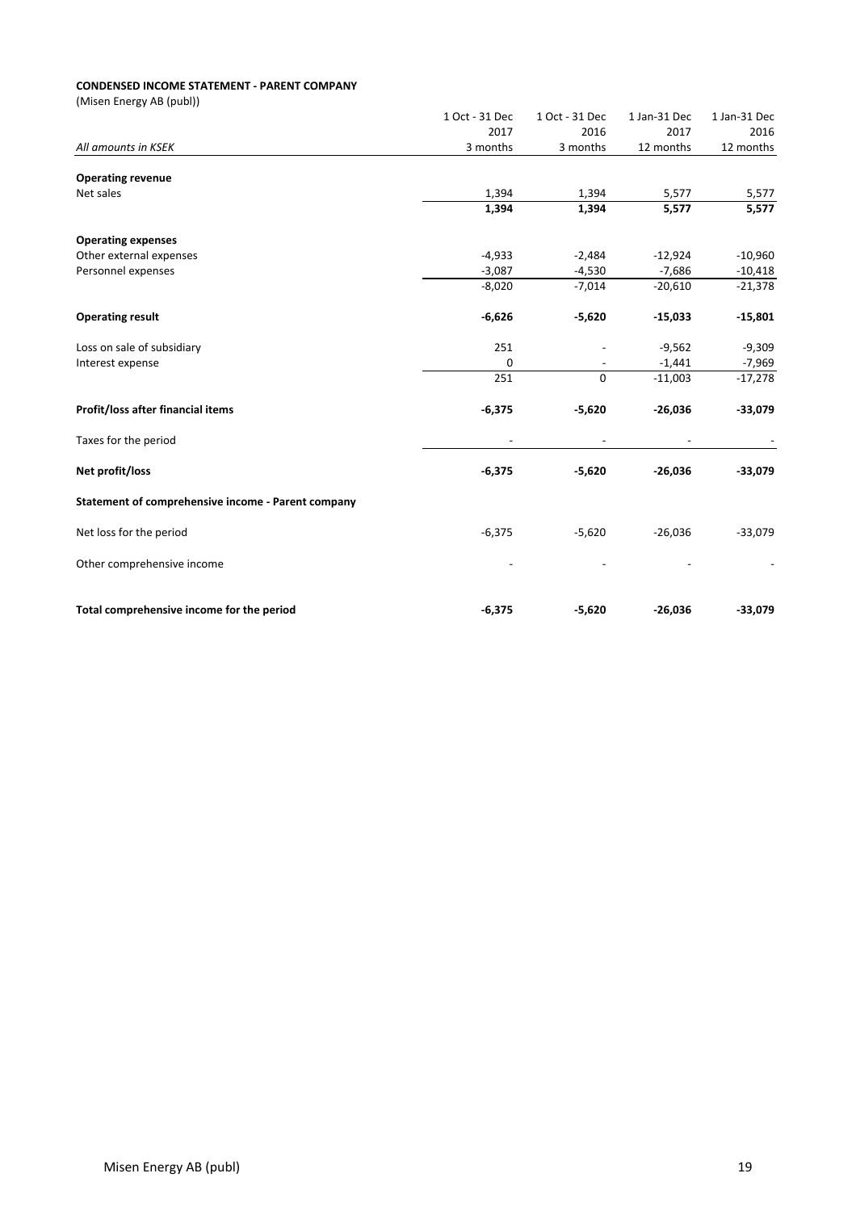**CONDENSED INCOME STATEMENT - PARENT COMPANY**

(Misen Energy AB (publ))

| *All amounts in KSEK* | 1 Oct - 31 Dec 2017 3 months | 1 Oct - 31 Dec 2016 3 months | 1 Jan-31 Dec 2017 12 months | 1 Jan-31 Dec 2016 12 months |
|---|---|---|---|---|
| **Operating revenue** | | | | |
| Net sales | 1,394 | 1,394 | 5,577 | 5,577 |
| | **1,394** | **1,394** | **5,577** | **5,577** |
| **Operating expenses** | | | | |
| Other external expenses | -4,933 | -2,484 | -12,924 | -10,960 |
| Personnel expenses | -3,087 | -4,530 | -7,686 | -10,418 |
| | -8,020 | -7,014 | -20,610 | -21,378 |
| **Operating result** | **-6,626** | **-5,620** | **-15,033** | **-15,801** |
| Loss on sale of subsidiary | 251 | - | -9,562 | -9,309 |
| Interest expense | 0 | - | -1,441 | -7,969 |
| | 251 | 0 | -11,003 | -17,278 |
| **Profit/loss after financial items** | **-6,375** | **-5,620** | **-26,036** | **-33,079** |
| Taxes for the period | - | - | - | - |
| **Net profit/loss** | **-6,375** | **-5,620** | **-26,036** | **-33,079** |
| **Statement of comprehensive income - Parent company** | | | | |
| Net loss for the period | -6,375 | -5,620 | -26,036 | -33,079 |
| Other comprehensive income | - | - | - | - |
| **Total comprehensive income for the period** | **-6,375** | **-5,620** | **-26,036** | **-33,079** |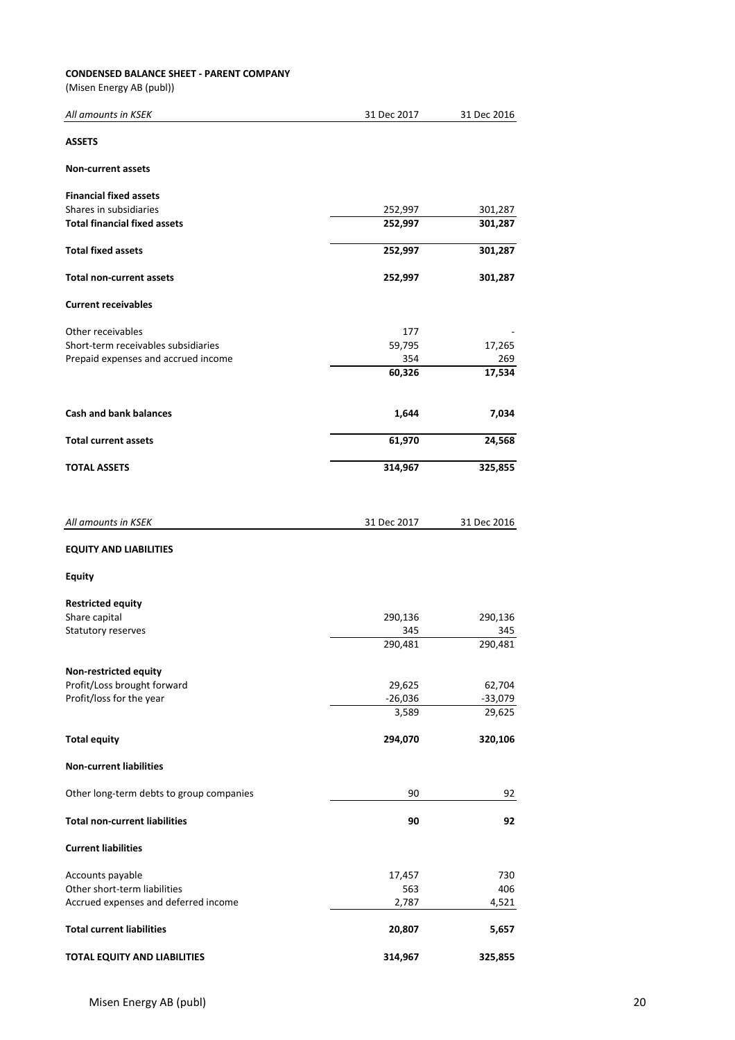**CONDENSED BALANCE SHEET - PARENT COMPANY**

(Misen Energy AB (publ))

| *All amounts in KSEK* | 31 Dec 2017 | 31 Dec 2016 |
|---|---|---|
| **ASSETS** | | |
| **Non-current assets** | | |
| **Financial fixed assets** | | |
| Shares in subsidiaries | 252,997 | 301,287 |
| **Total financial fixed assets** | **252,997** | **301,287** |
| **Total fixed assets** | **252,997** | **301,287** |
| **Total non-current assets** | **252,997** | **301,287** |
| **Current receivables** | | |
| Other receivables | 177 | - |
| Short-term receivables subsidiaries | 59,795 | 17,265 |
| Prepaid expenses and accrued income | 354 | 269 |
| | **60,326** | **17,534** |
| **Cash and bank balances** | **1,644** | **7,034** |
| **Total current assets** | **61,970** | **24,568** |
| **TOTAL ASSETS** | **314,967** | **325,855** |

| *All amounts in KSEK* | 31 Dec 2017 | 31 Dec 2016 |
|---|---|---|
| **EQUITY AND LIABILITIES** | | |
| **Equity** | | |
| **Restricted equity** | | |
| Share capital | 290,136 | 290,136 |
| Statutory reserves | 345 | 345 |
| | 290,481 | 290,481 |
| **Non-restricted equity** | | |
| Profit/Loss brought forward | 29,625 | 62,704 |
| Profit/loss for the year | -26,036 | -33,079 |
| | 3,589 | 29,625 |
| **Total equity** | **294,070** | **320,106** |
| **Non-current liabilities** | | |
| Other long-term debts to group companies | 90 | 92 |
| **Total non-current liabilities** | **90** | **92** |
| **Current liabilities** | | |
| Accounts payable | 17,457 | 730 |
| Other short-term liabilities | 563 | 406 |
| Accrued expenses and deferred income | 2,787 | 4,521 |
| **Total current liabilities** | **20,807** | **5,657** |
| **TOTAL EQUITY AND LIABILITIES** | **314,967** | **325,855** |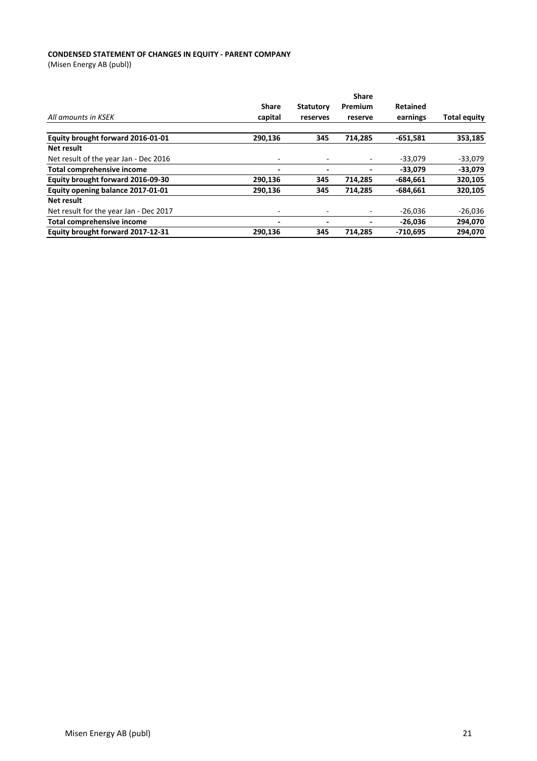**CONDENSED STATEMENT OF CHANGES IN EQUITY - PARENT COMPANY**
(Misen Energy AB (publ))

| *All amounts in KSEK* | Share capital | Statutory reserves | Share Premium reserve | Retained earnings | Total equity |
|---|---|---|---|---|---|
| **Equity brought forward 2016-01-01** | **290,136** | **345** | **714,285** | **-651,581** | **353,185** |
| **Net result** | | | | | |
| Net result of the year Jan - Dec 2016 | - | - | - | -33,079 | -33,079 |
| **Total comprehensive income** | **-** | **-** | **-** | **-33,079** | **-33,079** |
| **Equity brought forward 2016-09-30** | **290,136** | **345** | **714,285** | **-684,661** | **320,105** |
| **Equity opening balance 2017-01-01** | **290,136** | **345** | **714,285** | **-684,661** | **320,105** |
| **Net result** | | | | | |
| Net result for the year Jan - Dec 2017 | - | - | - | -26,036 | -26,036 |
| **Total comprehensive income** | **-** | **-** | **-** | **-26,036** | **294,070** |
| **Equity brought forward 2017-12-31** | **290,136** | **345** | **714,285** | **-710,695** | **294,070** |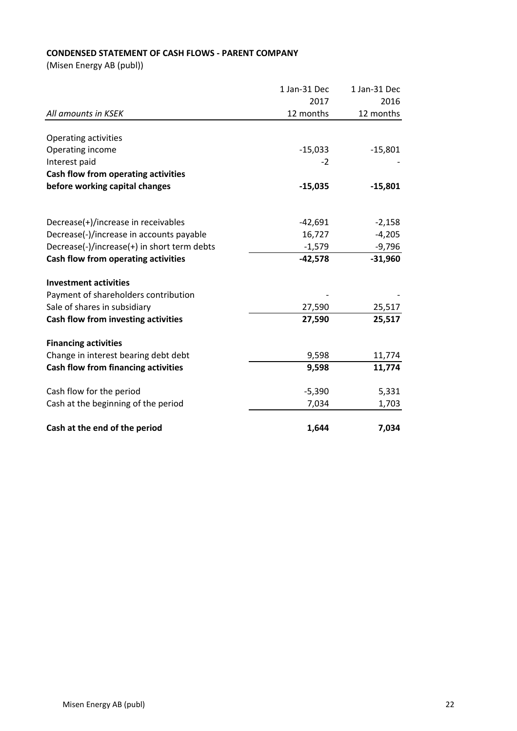**CONDENSED STATEMENT OF CASH FLOWS - PARENT COMPANY**

(Misen Energy AB (publ))

| *All amounts in KSEK* | 1 Jan-31 Dec 2017 12 months | 1 Jan-31 Dec 2016 12 months |
|---|---|---|
| Operating activities | | |
| Operating income | -15,033 | -15,801 |
| Interest paid | -2 | - |
| **Cash flow from operating activities before working capital changes** | **-15,035** | **-15,801** |
| Decrease(+)/increase in receivables | -42,691 | -2,158 |
| Decrease(-)/increase in accounts payable | 16,727 | -4,205 |
| Decrease(-)/increase(+) in short term debts | -1,579 | -9,796 |
| **Cash flow from operating activities** | **-42,578** | **-31,960** |
| **Investment activities** | | |
| Payment of shareholders contribution | - | - |
| Sale of shares in subsidiary | 27,590 | 25,517 |
| **Cash flow from investing activities** | **27,590** | **25,517** |
| **Financing activities** | | |
| Change in interest bearing debt debt | 9,598 | 11,774 |
| **Cash flow from financing activities** | **9,598** | **11,774** |
| Cash flow for the period | -5,390 | 5,331 |
| Cash at the beginning of the period | 7,034 | 1,703 |
| **Cash at the end of the period** | **1,644** | **7,034** |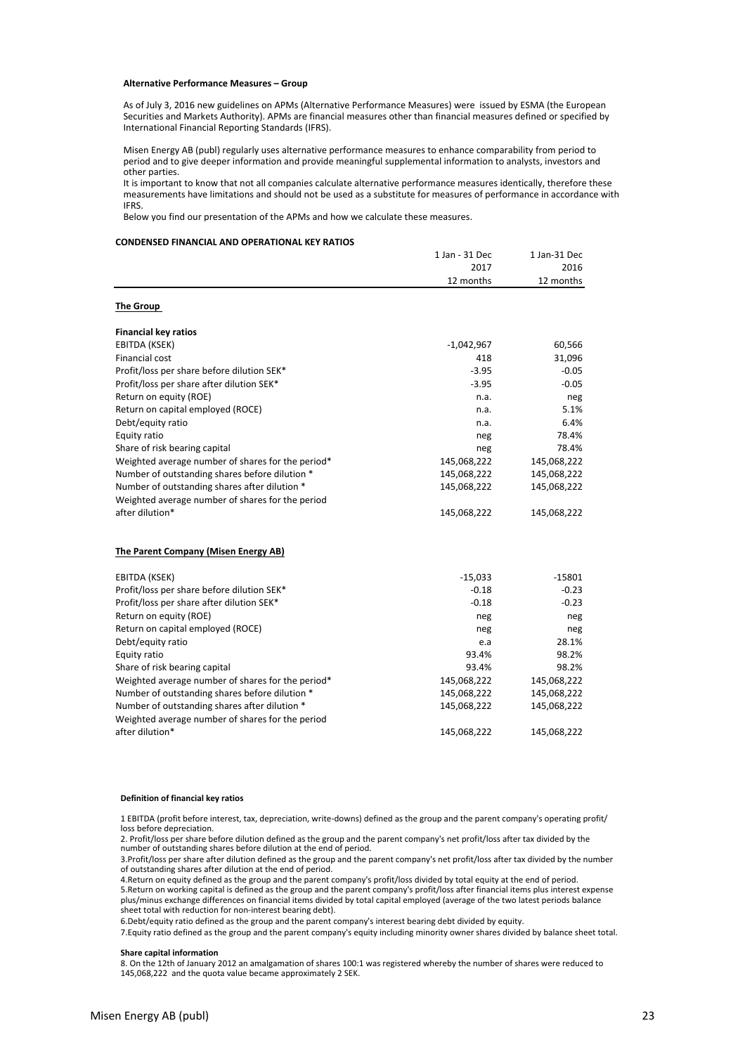**Alternative Performance Measures – Group**

As of July 3, 2016 new guidelines on APMs (Alternative Performance Measures) were issued by ESMA (the European Securities and Markets Authority). APMs are financial measures other than financial measures defined or specified by International Financial Reporting Standards (IFRS).

Misen Energy AB (publ) regularly uses alternative performance measures to enhance comparability from period to period and to give deeper information and provide meaningful supplemental information to analysts, investors and other parties.
It is important to know that not all companies calculate alternative performance measures identically, therefore these measurements have limitations and should not be used as a substitute for measures of performance in accordance with IFRS.
Below you find our presentation of the APMs and how we calculate these measures.

**CONDENSED FINANCIAL AND OPERATIONAL KEY RATIOS**

| | 1 Jan - 31 Dec 2017 12 months | 1 Jan-31 Dec 2016 12 months |
|---|---|---|
| **The Group** | | |
| **Financial key ratios** | | |
| EBITDA (KSEK) | -1,042,967 | 60,566 |
| Financial cost | 418 | 31,096 |
| Profit/loss per share before dilution SEK* | -3.95 | -0.05 |
| Profit/loss per share after dilution SEK* | -3.95 | -0.05 |
| Return on equity (ROE) | n.a. | neg |
| Return on capital employed (ROCE) | n.a. | 5.1% |
| Debt/equity ratio | n.a. | 6.4% |
| Equity ratio | neg | 78.4% |
| Share of risk bearing capital | neg | 78.4% |
| Weighted average number of shares for the period* | 145,068,222 | 145,068,222 |
| Number of outstanding shares before dilution * | 145,068,222 | 145,068,222 |
| Number of outstanding shares after dilution * | 145,068,222 | 145,068,222 |
| Weighted average number of shares for the period after dilution* | 145,068,222 | 145,068,222 |
| **The Parent Company (Misen Energy AB)** | | |
| EBITDA (KSEK) | -15,033 | -15801 |
| Profit/loss per share before dilution SEK* | -0.18 | -0.23 |
| Profit/loss per share after dilution SEK* | -0.18 | -0.23 |
| Return on equity (ROE) | neg | neg |
| Return on capital employed (ROCE) | neg | neg |
| Debt/equity ratio | e.a | 28.1% |
| Equity ratio | 93.4% | 98.2% |
| Share of risk bearing capital | 93.4% | 98.2% |
| Weighted average number of shares for the period* | 145,068,222 | 145,068,222 |
| Number of outstanding shares before dilution * | 145,068,222 | 145,068,222 |
| Number of outstanding shares after dilution * | 145,068,222 | 145,068,222 |
| Weighted average number of shares for the period after dilution* | 145,068,222 | 145,068,222 |

**Definition of financial key ratios**

1 EBITDA (profit before interest, tax, depreciation, write-downs) defined as the group and the parent company's operating profit/ loss before depreciation.

2. Profit/loss per share before dilution defined as the group and the parent company's net profit/loss after tax divided by the number of outstanding shares before dilution at the end of period.

3.Profit/loss per share after dilution defined as the group and the parent company's net profit/loss after tax divided by the number of outstanding shares after dilution at the end of period.

4.Return on equity defined as the group and the parent company's profit/loss divided by total equity at the end of period.

5.Return on working capital is defined as the group and the parent company's profit/loss after financial items plus interest expense plus/minus exchange differences on financial items divided by total capital employed (average of the two latest periods balance sheet total with reduction for non-interest bearing debt).

6.Debt/equity ratio defined as the group and the parent company's interest bearing debt divided by equity.

7.Equity ratio defined as the group and the parent company's equity including minority owner shares divided by balance sheet total.

**Share capital information**

8. On the 12th of January 2012 an amalgamation of shares 100:1 was registered whereby the number of shares were reduced to 145,068,222 and the quota value became approximately 2 SEK.